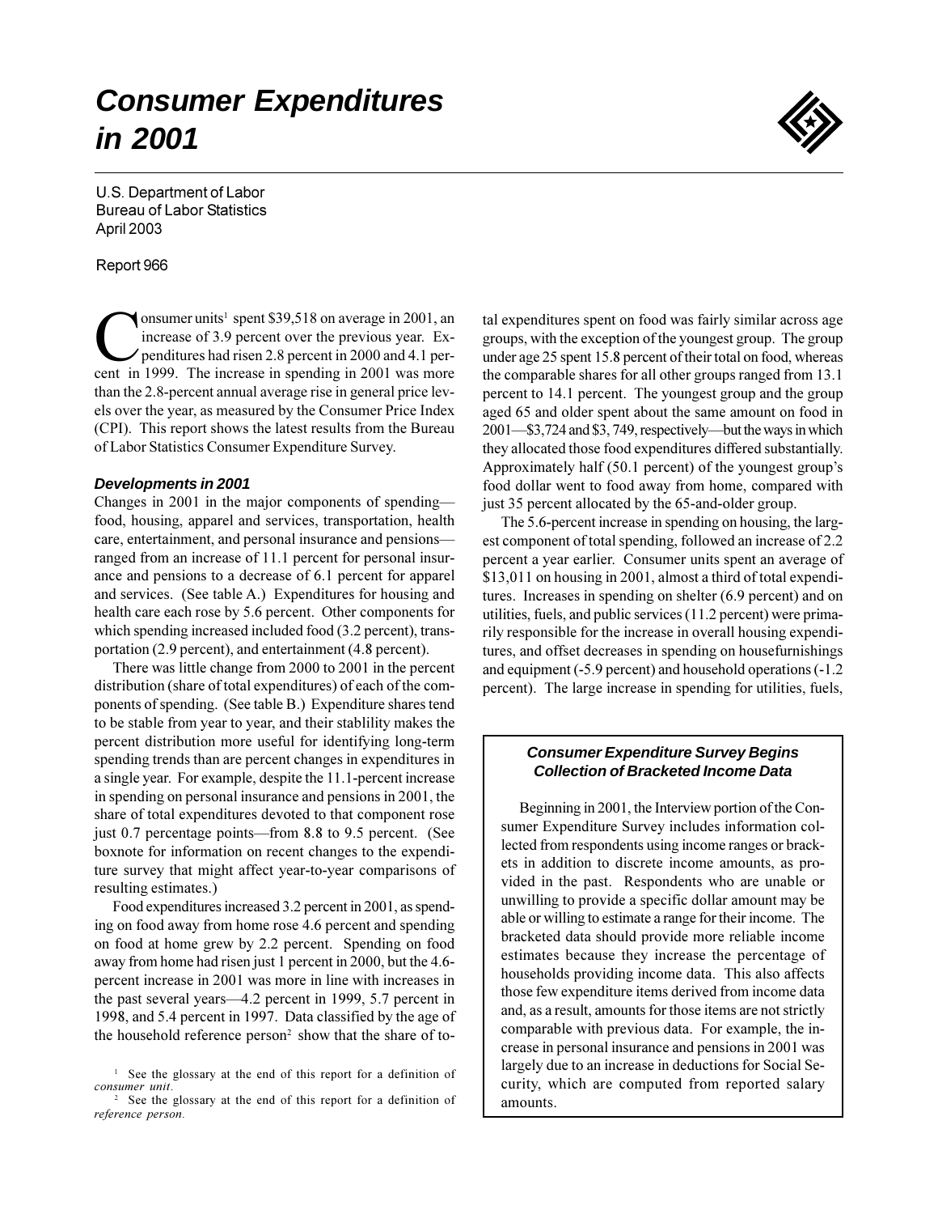# Consumer Expenditures in 2001

U.S. Department of Labor
Bureau of Labor Statistics
April 2003

Report 966

Consumer units[1] spent $39,518 on average in 2001, an increase of 3.9 percent over the previous year. Expenditures had risen 2.8 percent in 2000 and 4.1 percent in 1999. The increase in spending in 2001 was more than the 2.8-percent annual average rise in general price levels over the year, as measured by the Consumer Price Index (CPI). This report shows the latest results from the Bureau of Labor Statistics Consumer Expenditure Survey.

### *Developments in 2001*

Changes in 2001 in the major components of spending—food, housing, apparel and services, transportation, health care, entertainment, and personal insurance and pensions—ranged from an increase of 11.1 percent for personal insurance and pensions to a decrease of 6.1 percent for apparel and services. (See table A.) Expenditures for housing and health care each rose by 5.6 percent. Other components for which spending increased included food (3.2 percent), transportation (2.9 percent), and entertainment (4.8 percent).

There was little change from 2000 to 2001 in the percent distribution (share of total expenditures) of each of the components of spending. (See table B.) Expenditure shares tend to be stable from year to year, and their stablility makes the percent distribution more useful for identifying long-term spending trends than are percent changes in expenditures in a single year. For example, despite the 11.1-percent increase in spending on personal insurance and pensions in 2001, the share of total expenditures devoted to that component rose just 0.7 percentage points—from 8.8 to 9.5 percent. (See boxnote for information on recent changes to the expenditure survey that might affect year-to-year comparisons of resulting estimates.)

Food expenditures increased 3.2 percent in 2001, as spending on food away from home rose 4.6 percent and spending on food at home grew by 2.2 percent. Spending on food away from home had risen just 1 percent in 2000, but the 4.6-percent increase in 2001 was more in line with increases in the past several years—4.2 percent in 1999, 5.7 percent in 1998, and 5.4 percent in 1997. Data classified by the age of the household reference person[2] show that the share of total expenditures spent on food was fairly similar across age groups, with the exception of the youngest group. The group under age 25 spent 15.8 percent of their total on food, whereas the comparable shares for all other groups ranged from 13.1 percent to 14.1 percent. The youngest group and the group aged 65 and older spent about the same amount on food in 2001—$3,724 and $3, 749, respectively—but the ways in which they allocated those food expenditures differed substantially. Approximately half (50.1 percent) of the youngest group's food dollar went to food away from home, compared with just 35 percent allocated by the 65-and-older group.

The 5.6-percent increase in spending on housing, the largest component of total spending, followed an increase of 2.2 percent a year earlier. Consumer units spent an average of $13,011 on housing in 2001, almost a third of total expenditures. Increases in spending on shelter (6.9 percent) and on utilities, fuels, and public services (11.2 percent) were primarily responsible for the increase in overall housing expenditures, and offset decreases in spending on housefurnishings and equipment (-5.9 percent) and household operations (-1.2 percent). The large increase in spending for utilities, fuels,

> ### *Consumer Expenditure Survey Begins Collection of Bracketed Income Data*
>
> Beginning in 2001, the Interview portion of the Consumer Expenditure Survey includes information collected from respondents using income ranges or brackets in addition to discrete income amounts, as provided in the past. Respondents who are unable or unwilling to provide a specific dollar amount may be able or willing to estimate a range for their income. The bracketed data should provide more reliable income estimates because they increase the percentage of households providing income data. This also affects those few expenditure items derived from income data and, as a result, amounts for those items are not strictly comparable with previous data. For example, the increase in personal insurance and pensions in 2001 was largely due to an increase in deductions for Social Security, which are computed from reported salary amounts.

[1] See the glossary at the end of this report for a definition of *consumer unit*.

[2] See the glossary at the end of this report for a definition of *reference person*.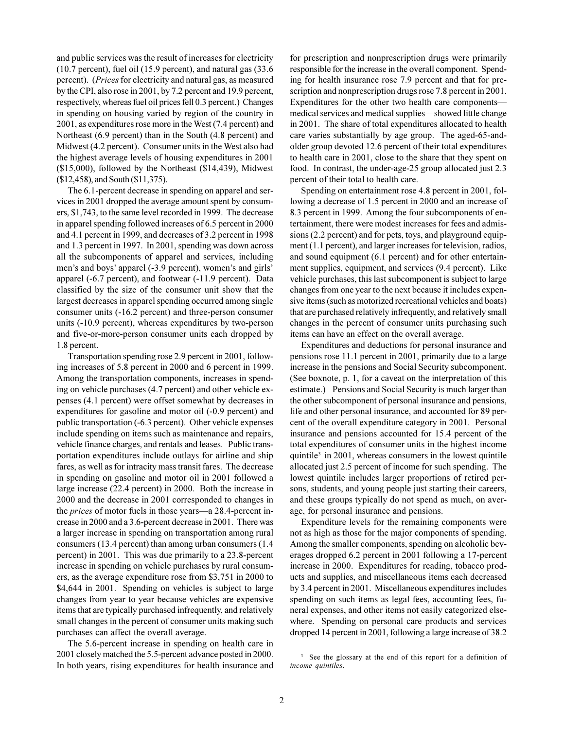and public services was the result of increases for electricity (10.7 percent), fuel oil (15.9 percent), and natural gas (33.6 percent). (*Prices* for electricity and natural gas, as measured by the CPI, also rose in 2001, by 7.2 percent and 19.9 percent, respectively, whereas fuel oil prices fell 0.3 percent.) Changes in spending on housing varied by region of the country in 2001, as expenditures rose more in the West (7.4 percent) and Northeast (6.9 percent) than in the South (4.8 percent) and Midwest (4.2 percent). Consumer units in the West also had the highest average levels of housing expenditures in 2001 ($15,000), followed by the Northeast ($14,439), Midwest ($12,458), and South ($11,375).

The 6.1-percent decrease in spending on apparel and services in 2001 dropped the average amount spent by consumers, $1,743, to the same level recorded in 1999. The decrease in apparel spending followed increases of 6.5 percent in 2000 and 4.1 percent in 1999, and decreases of 3.2 percent in 1998 and 1.3 percent in 1997. In 2001, spending was down across all the subcomponents of apparel and services, including men's and boys' apparel (-3.9 percent), women's and girls' apparel (-6.7 percent), and footwear (-11.9 percent). Data classified by the size of the consumer unit show that the largest decreases in apparel spending occurred among single consumer units (-16.2 percent) and three-person consumer units (-10.9 percent), whereas expenditures by two-person and five-or-more-person consumer units each dropped by 1.8 percent.

Transportation spending rose 2.9 percent in 2001, following increases of 5.8 percent in 2000 and 6 percent in 1999. Among the transportation components, increases in spending on vehicle purchases (4.7 percent) and other vehicle expenses (4.1 percent) were offset somewhat by decreases in expenditures for gasoline and motor oil (-0.9 percent) and public transportation (-6.3 percent). Other vehicle expenses include spending on items such as maintenance and repairs, vehicle finance charges, and rentals and leases. Public transportation expenditures include outlays for airline and ship fares, as well as for intracity mass transit fares. The decrease in spending on gasoline and motor oil in 2001 followed a large increase (22.4 percent) in 2000. Both the increase in 2000 and the decrease in 2001 corresponded to changes in the *prices* of motor fuels in those years—a 28.4-percent increase in 2000 and a 3.6-percent decrease in 2001. There was a larger increase in spending on transportation among rural consumers (13.4 percent) than among urban consumers (1.4 percent) in 2001. This was due primarily to a 23.8-percent increase in spending on vehicle purchases by rural consumers, as the average expenditure rose from $3,751 in 2000 to $4,644 in 2001. Spending on vehicles is subject to large changes from year to year because vehicles are expensive items that are typically purchased infrequently, and relatively small changes in the percent of consumer units making such purchases can affect the overall average.

The 5.6-percent increase in spending on health care in 2001 closely matched the 5.5-percent advance posted in 2000. In both years, rising expenditures for health insurance and for prescription and nonprescription drugs were primarily responsible for the increase in the overall component. Spending for health insurance rose 7.9 percent and that for prescription and nonprescription drugs rose 7.8 percent in 2001. Expenditures for the other two health care components—medical services and medical supplies—showed little change in 2001. The share of total expenditures allocated to health care varies substantially by age group. The aged-65-and-older group devoted 12.6 percent of their total expenditures to health care in 2001, close to the share that they spent on food. In contrast, the under-age-25 group allocated just 2.3 percent of their total to health care.

Spending on entertainment rose 4.8 percent in 2001, following a decrease of 1.5 percent in 2000 and an increase of 8.3 percent in 1999. Among the four subcomponents of entertainment, there were modest increases for fees and admissions (2.2 percent) and for pets, toys, and playground equipment (1.1 percent), and larger increases for television, radios, and sound equipment (6.1 percent) and for other entertainment supplies, equipment, and services (9.4 percent). Like vehicle purchases, this last subcomponent is subject to large changes from one year to the next because it includes expensive items (such as motorized recreational vehicles and boats) that are purchased relatively infrequently, and relatively small changes in the percent of consumer units purchasing such items can have an effect on the overall average.

Expenditures and deductions for personal insurance and pensions rose 11.1 percent in 2001, primarily due to a large increase in the pensions and Social Security subcomponent. (See boxnote, p. 1, for a caveat on the interpretation of this estimate.) Pensions and Social Security is much larger than the other subcomponent of personal insurance and pensions, life and other personal insurance, and accounted for 89 percent of the overall expenditure category in 2001. Personal insurance and pensions accounted for 15.4 percent of the total expenditures of consumer units in the highest income quintile[3] in 2001, whereas consumers in the lowest quintile allocated just 2.5 percent of income for such spending. The lowest quintile includes larger proportions of retired persons, students, and young people just starting their careers, and these groups typically do not spend as much, on average, for personal insurance and pensions.

Expenditure levels for the remaining components were not as high as those for the major components of spending. Among the smaller components, spending on alcoholic beverages dropped 6.2 percent in 2001 following a 17-percent increase in 2000. Expenditures for reading, tobacco products and supplies, and miscellaneous items each decreased by 3.4 percent in 2001. Miscellaneous expenditures includes spending on such items as legal fees, accounting fees, funeral expenses, and other items not easily categorized elsewhere. Spending on personal care products and services dropped 14 percent in 2001, following a large increase of 38.2

[3] See the glossary at the end of this report for a definition of *income quintiles*.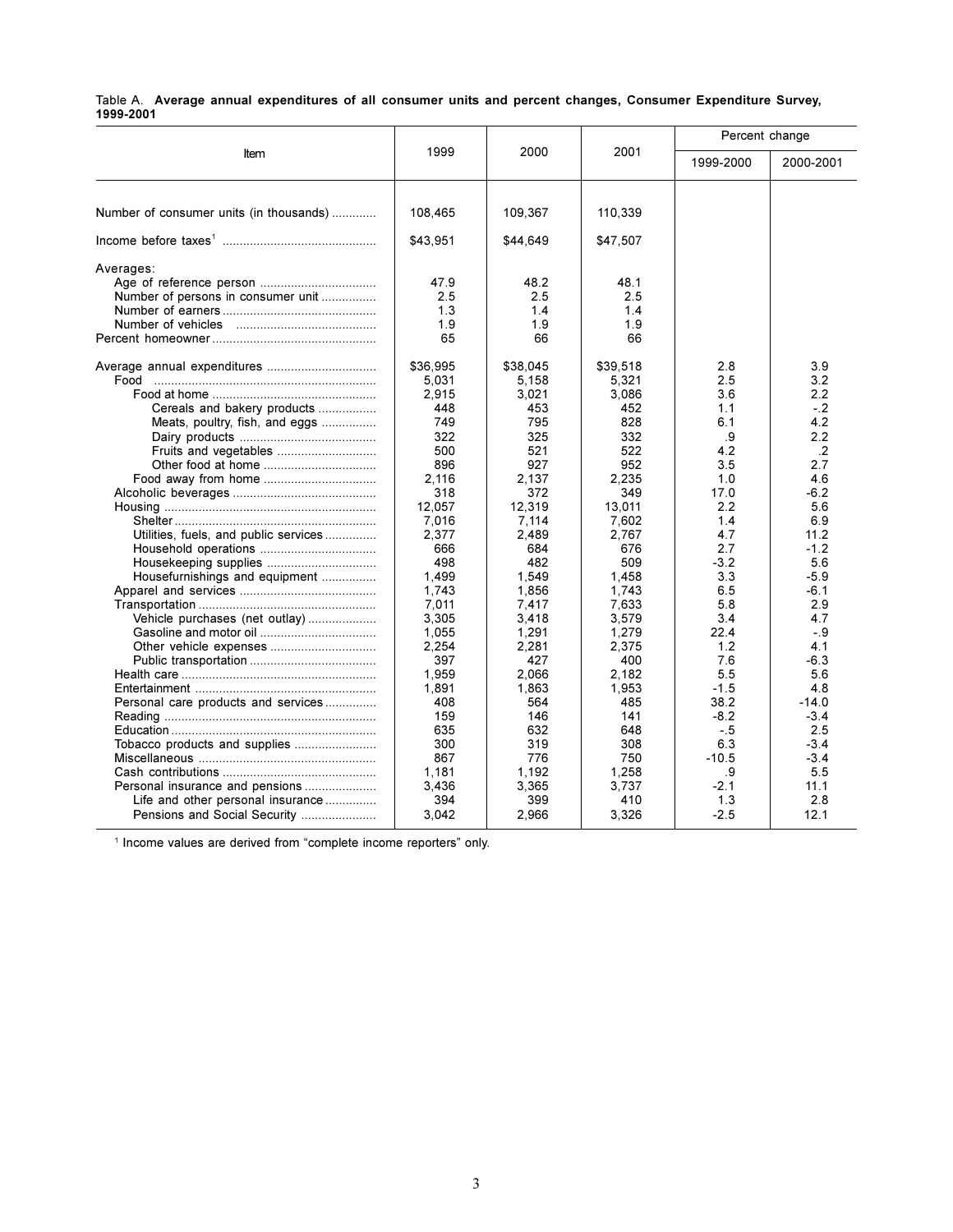Table A. **Average annual expenditures of all consumer units and percent changes, Consumer Expenditure Survey, 1999-2001**

| Item | 1999 | 2000 | 2001 | Percent change | |
|---|---|---|---|---|---|
| | | | | 1999-2000 | 2000-2001 |
| Number of consumer units (in thousands) | 108,465 | 109,367 | 110,339 | | |
| Income before taxes[1] | $43,951 | $44,649 | $47,507 | | |
| Averages: | | | | | |
| Age of reference person | 47.9 | 48.2 | 48.1 | | |
| Number of persons in consumer unit | 2.5 | 2.5 | 2.5 | | |
| Number of earners | 1.3 | 1.4 | 1.4 | | |
| Number of vehicles | 1.9 | 1.9 | 1.9 | | |
| Percent homeowner | 65 | 66 | 66 | | |
| Average annual expenditures | $36,995 | $38,045 | $39,518 | 2.8 | 3.9 |
| Food | 5,031 | 5,158 | 5,321 | 2.5 | 3.2 |
| Food at home | 2,915 | 3,021 | 3,086 | 3.6 | 2.2 |
| Cereals and bakery products | 448 | 453 | 452 | 1.1 | -.2 |
| Meats, poultry, fish, and eggs | 749 | 795 | 828 | 6.1 | 4.2 |
| Dairy products | 322 | 325 | 332 | .9 | 2.2 |
| Fruits and vegetables | 500 | 521 | 522 | 4.2 | .2 |
| Other food at home | 896 | 927 | 952 | 3.5 | 2.7 |
| Food away from home | 2,116 | 2,137 | 2,235 | 1.0 | 4.6 |
| Alcoholic beverages | 318 | 372 | 349 | 17.0 | -6.2 |
| Housing | 12,057 | 12,319 | 13,011 | 2.2 | 5.6 |
| Shelter | 7,016 | 7,114 | 7,602 | 1.4 | 6.9 |
| Utilities, fuels, and public services | 2,377 | 2,489 | 2,767 | 4.7 | 11.2 |
| Household operations | 666 | 684 | 676 | 2.7 | -1.2 |
| Housekeeping supplies | 498 | 482 | 509 | -3.2 | 5.6 |
| Housefurnishings and equipment | 1,499 | 1,549 | 1,458 | 3.3 | -5.9 |
| Apparel and services | 1,743 | 1,856 | 1,743 | 6.5 | -6.1 |
| Transportation | 7,011 | 7,417 | 7,633 | 5.8 | 2.9 |
| Vehicle purchases (net outlay) | 3,305 | 3,418 | 3,579 | 3.4 | 4.7 |
| Gasoline and motor oil | 1,055 | 1,291 | 1,279 | 22.4 | -.9 |
| Other vehicle expenses | 2,254 | 2,281 | 2,375 | 1.2 | 4.1 |
| Public transportation | 397 | 427 | 400 | 7.6 | -6.3 |
| Health care | 1,959 | 2,066 | 2,182 | 5.5 | 5.6 |
| Entertainment | 1,891 | 1,863 | 1,953 | -1.5 | 4.8 |
| Personal care products and services | 408 | 564 | 485 | 38.2 | -14.0 |
| Reading | 159 | 146 | 141 | -8.2 | -3.4 |
| Education | 635 | 632 | 648 | -.5 | 2.5 |
| Tobacco products and supplies | 300 | 319 | 308 | 6.3 | -3.4 |
| Miscellaneous | 867 | 776 | 750 | -10.5 | -3.4 |
| Cash contributions | 1,181 | 1,192 | 1,258 | .9 | 5.5 |
| Personal insurance and pensions | 3,436 | 3,365 | 3,737 | -2.1 | 11.1 |
| Life and other personal insurance | 394 | 399 | 410 | 1.3 | 2.8 |
| Pensions and Social Security | 3,042 | 2,966 | 3,326 | -2.5 | 12.1 |

[1] Income values are derived from "complete income reporters" only.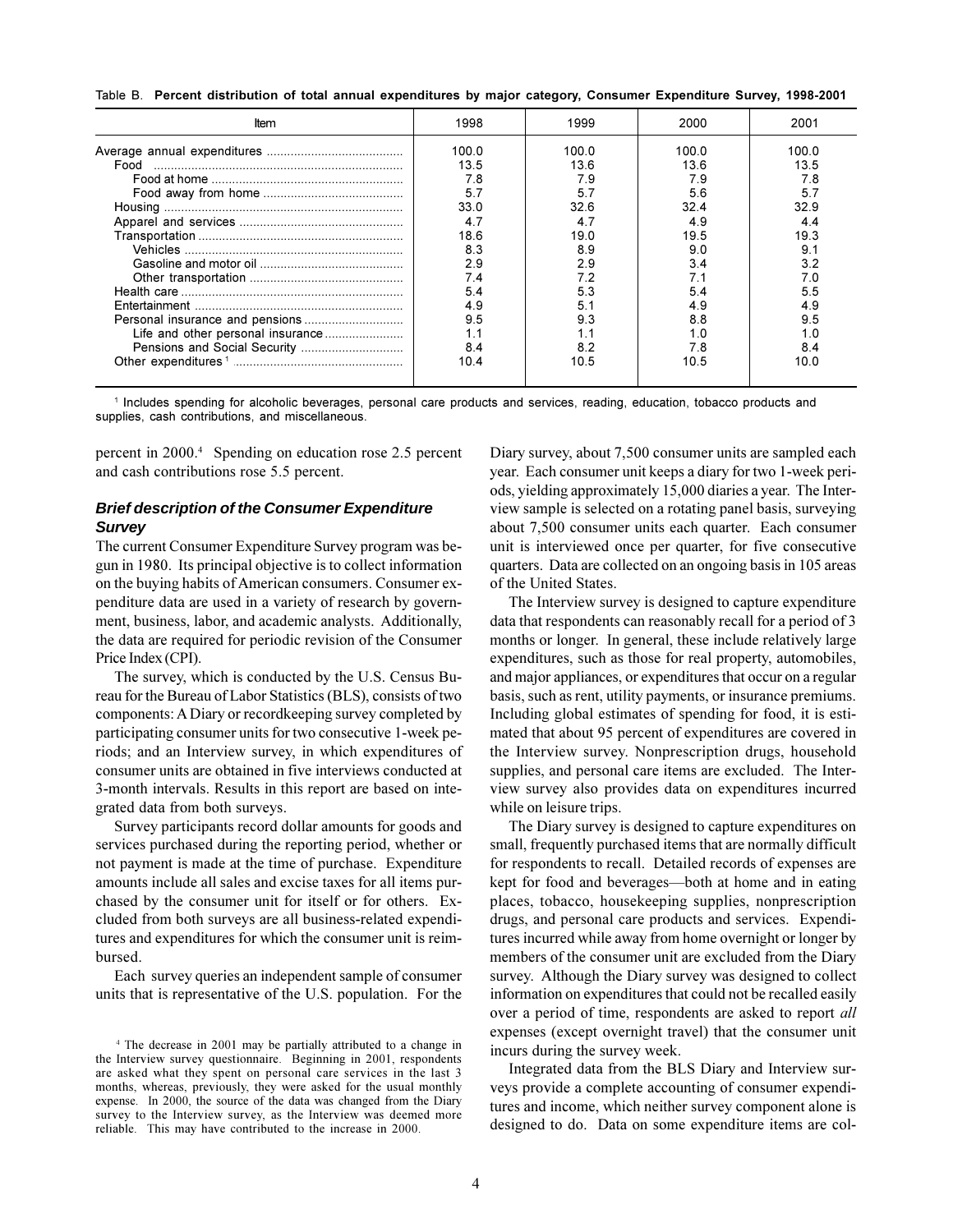Table B. **Percent distribution of total annual expenditures by major category, Consumer Expenditure Survey, 1998-2001**

| Item | 1998 | 1999 | 2000 | 2001 |
|---|---|---|---|---|
| Average annual expenditures | 100.0 | 100.0 | 100.0 | 100.0 |
| Food | 13.5 | 13.6 | 13.6 | 13.5 |
| Food at home | 7.8 | 7.9 | 7.9 | 7.8 |
| Food away from home | 5.7 | 5.7 | 5.6 | 5.7 |
| Housing | 33.0 | 32.6 | 32.4 | 32.9 |
| Apparel and services | 4.7 | 4.7 | 4.9 | 4.4 |
| Transportation | 18.6 | 19.0 | 19.5 | 19.3 |
| Vehicles | 8.3 | 8.9 | 9.0 | 9.1 |
| Gasoline and motor oil | 2.9 | 2.9 | 3.4 | 3.2 |
| Other transportation | 7.4 | 7.2 | 7.1 | 7.0 |
| Health care | 5.4 | 5.3 | 5.4 | 5.5 |
| Entertainment | 4.9 | 5.1 | 4.9 | 4.9 |
| Personal insurance and pensions | 9.5 | 9.3 | 8.8 | 9.5 |
| Life and other personal insurance | 1.1 | 1.1 | 1.0 | 1.0 |
| Pensions and Social Security | 8.4 | 8.2 | 7.8 | 8.4 |
| Other expenditures [1] | 10.4 | 10.5 | 10.5 | 10.0 |

[1] Includes spending for alcoholic beverages, personal care products and services, reading, education, tobacco products and supplies, cash contributions, and miscellaneous.

percent in 2000.[4] Spending on education rose 2.5 percent and cash contributions rose 5.5 percent.

### *Brief description of the Consumer Expenditure Survey*

The current Consumer Expenditure Survey program was begun in 1980. Its principal objective is to collect information on the buying habits of American consumers. Consumer expenditure data are used in a variety of research by government, business, labor, and academic analysts. Additionally, the data are required for periodic revision of the Consumer Price Index (CPI).

The survey, which is conducted by the U.S. Census Bureau for the Bureau of Labor Statistics (BLS), consists of two components: A Diary or recordkeeping survey completed by participating consumer units for two consecutive 1-week periods; and an Interview survey, in which expenditures of consumer units are obtained in five interviews conducted at 3-month intervals. Results in this report are based on integrated data from both surveys.

Survey participants record dollar amounts for goods and services purchased during the reporting period, whether or not payment is made at the time of purchase. Expenditure amounts include all sales and excise taxes for all items purchased by the consumer unit for itself or for others. Excluded from both surveys are all business-related expenditures and expenditures for which the consumer unit is reimbursed.

Each survey queries an independent sample of consumer units that is representative of the U.S. population. For the Diary survey, about 7,500 consumer units are sampled each year. Each consumer unit keeps a diary for two 1-week periods, yielding approximately 15,000 diaries a year. The Interview sample is selected on a rotating panel basis, surveying about 7,500 consumer units each quarter. Each consumer unit is interviewed once per quarter, for five consecutive quarters. Data are collected on an ongoing basis in 105 areas of the United States.

The Interview survey is designed to capture expenditure data that respondents can reasonably recall for a period of 3 months or longer. In general, these include relatively large expenditures, such as those for real property, automobiles, and major appliances, or expenditures that occur on a regular basis, such as rent, utility payments, or insurance premiums. Including global estimates of spending for food, it is estimated that about 95 percent of expenditures are covered in the Interview survey. Nonprescription drugs, household supplies, and personal care items are excluded. The Interview survey also provides data on expenditures incurred while on leisure trips.

The Diary survey is designed to capture expenditures on small, frequently purchased items that are normally difficult for respondents to recall. Detailed records of expenses are kept for food and beverages—both at home and in eating places, tobacco, housekeeping supplies, nonprescription drugs, and personal care products and services. Expenditures incurred while away from home overnight or longer by members of the consumer unit are excluded from the Diary survey. Although the Diary survey was designed to collect information on expenditures that could not be recalled easily over a period of time, respondents are asked to report *all* expenses (except overnight travel) that the consumer unit incurs during the survey week.

Integrated data from the BLS Diary and Interview surveys provide a complete accounting of consumer expenditures and income, which neither survey component alone is designed to do. Data on some expenditure items are col-

[4] The decrease in 2001 may be partially attributed to a change in the Interview survey questionnaire. Beginning in 2001, respondents are asked what they spent on personal care services in the last 3 months, whereas, previously, they were asked for the usual monthly expense. In 2000, the source of the data was changed from the Diary survey to the Interview survey, as the Interview was deemed more reliable. This may have contributed to the increase in 2000.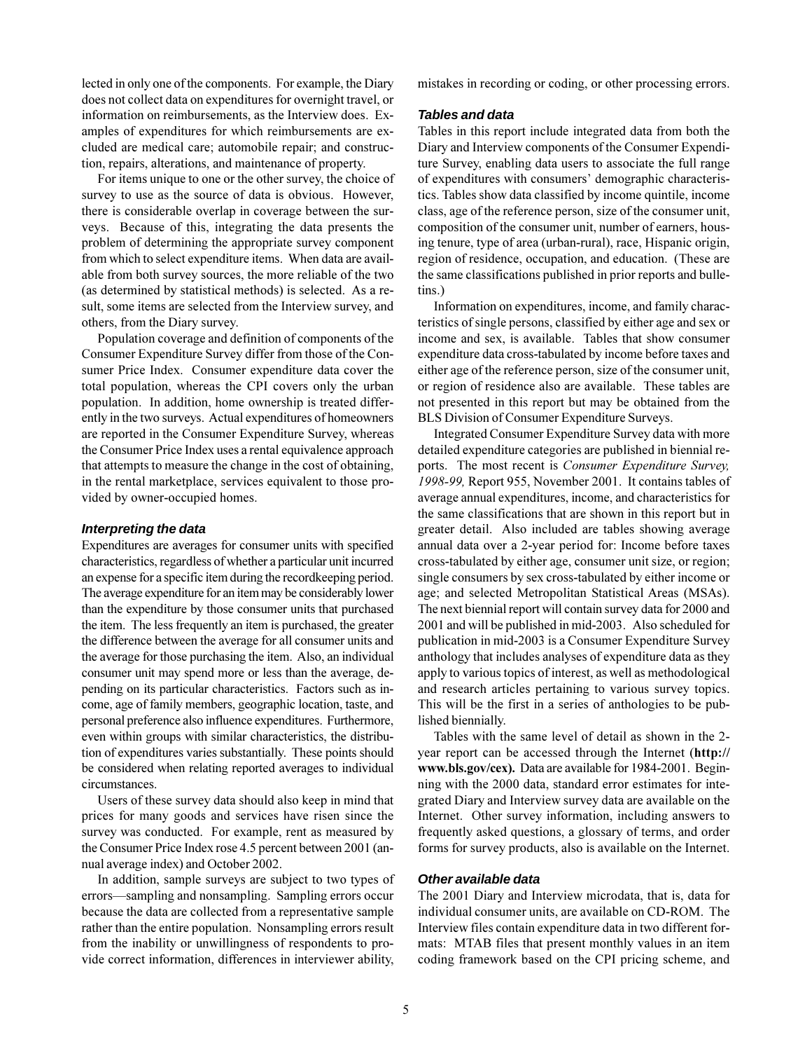lected in only one of the components. For example, the Diary does not collect data on expenditures for overnight travel, or information on reimbursements, as the Interview does. Examples of expenditures for which reimbursements are excluded are medical care; automobile repair; and construction, repairs, alterations, and maintenance of property.

For items unique to one or the other survey, the choice of survey to use as the source of data is obvious. However, there is considerable overlap in coverage between the surveys. Because of this, integrating the data presents the problem of determining the appropriate survey component from which to select expenditure items. When data are available from both survey sources, the more reliable of the two (as determined by statistical methods) is selected. As a result, some items are selected from the Interview survey, and others, from the Diary survey.

Population coverage and definition of components of the Consumer Expenditure Survey differ from those of the Consumer Price Index. Consumer expenditure data cover the total population, whereas the CPI covers only the urban population. In addition, home ownership is treated differently in the two surveys. Actual expenditures of homeowners are reported in the Consumer Expenditure Survey, whereas the Consumer Price Index uses a rental equivalence approach that attempts to measure the change in the cost of obtaining, in the rental marketplace, services equivalent to those provided by owner-occupied homes.

### *Interpreting the data*

Expenditures are averages for consumer units with specified characteristics, regardless of whether a particular unit incurred an expense for a specific item during the recordkeeping period. The average expenditure for an item may be considerably lower than the expenditure by those consumer units that purchased the item. The less frequently an item is purchased, the greater the difference between the average for all consumer units and the average for those purchasing the item. Also, an individual consumer unit may spend more or less than the average, depending on its particular characteristics. Factors such as income, age of family members, geographic location, taste, and personal preference also influence expenditures. Furthermore, even within groups with similar characteristics, the distribution of expenditures varies substantially. These points should be considered when relating reported averages to individual circumstances.

Users of these survey data should also keep in mind that prices for many goods and services have risen since the survey was conducted. For example, rent as measured by the Consumer Price Index rose 4.5 percent between 2001 (annual average index) and October 2002.

In addition, sample surveys are subject to two types of errors—sampling and nonsampling. Sampling errors occur because the data are collected from a representative sample rather than the entire population. Nonsampling errors result from the inability or unwillingness of respondents to provide correct information, differences in interviewer ability, mistakes in recording or coding, or other processing errors.

### *Tables and data*

Tables in this report include integrated data from both the Diary and Interview components of the Consumer Expenditure Survey, enabling data users to associate the full range of expenditures with consumers' demographic characteristics. Tables show data classified by income quintile, income class, age of the reference person, size of the consumer unit, composition of the consumer unit, number of earners, housing tenure, type of area (urban-rural), race, Hispanic origin, region of residence, occupation, and education. (These are the same classifications published in prior reports and bulletins.)

Information on expenditures, income, and family characteristics of single persons, classified by either age and sex or income and sex, is available. Tables that show consumer expenditure data cross-tabulated by income before taxes and either age of the reference person, size of the consumer unit, or region of residence also are available. These tables are not presented in this report but may be obtained from the BLS Division of Consumer Expenditure Surveys.

Integrated Consumer Expenditure Survey data with more detailed expenditure categories are published in biennial reports. The most recent is *Consumer Expenditure Survey, 1998-99,* Report 955, November 2001. It contains tables of average annual expenditures, income, and characteristics for the same classifications that are shown in this report but in greater detail. Also included are tables showing average annual data over a 2-year period for: Income before taxes cross-tabulated by either age, consumer unit size, or region; single consumers by sex cross-tabulated by either income or age; and selected Metropolitan Statistical Areas (MSAs). The next biennial report will contain survey data for 2000 and 2001 and will be published in mid-2003. Also scheduled for publication in mid-2003 is a Consumer Expenditure Survey anthology that includes analyses of expenditure data as they apply to various topics of interest, as well as methodological and research articles pertaining to various survey topics. This will be the first in a series of anthologies to be published biennially.

Tables with the same level of detail as shown in the 2-year report can be accessed through the Internet (**http://www.bls.gov/cex).** Data are available for 1984-2001. Beginning with the 2000 data, standard error estimates for integrated Diary and Interview survey data are available on the Internet. Other survey information, including answers to frequently asked questions, a glossary of terms, and order forms for survey products, also is available on the Internet.

### *Other available data*

The 2001 Diary and Interview microdata, that is, data for individual consumer units, are available on CD-ROM. The Interview files contain expenditure data in two different formats: MTAB files that present monthly values in an item coding framework based on the CPI pricing scheme, and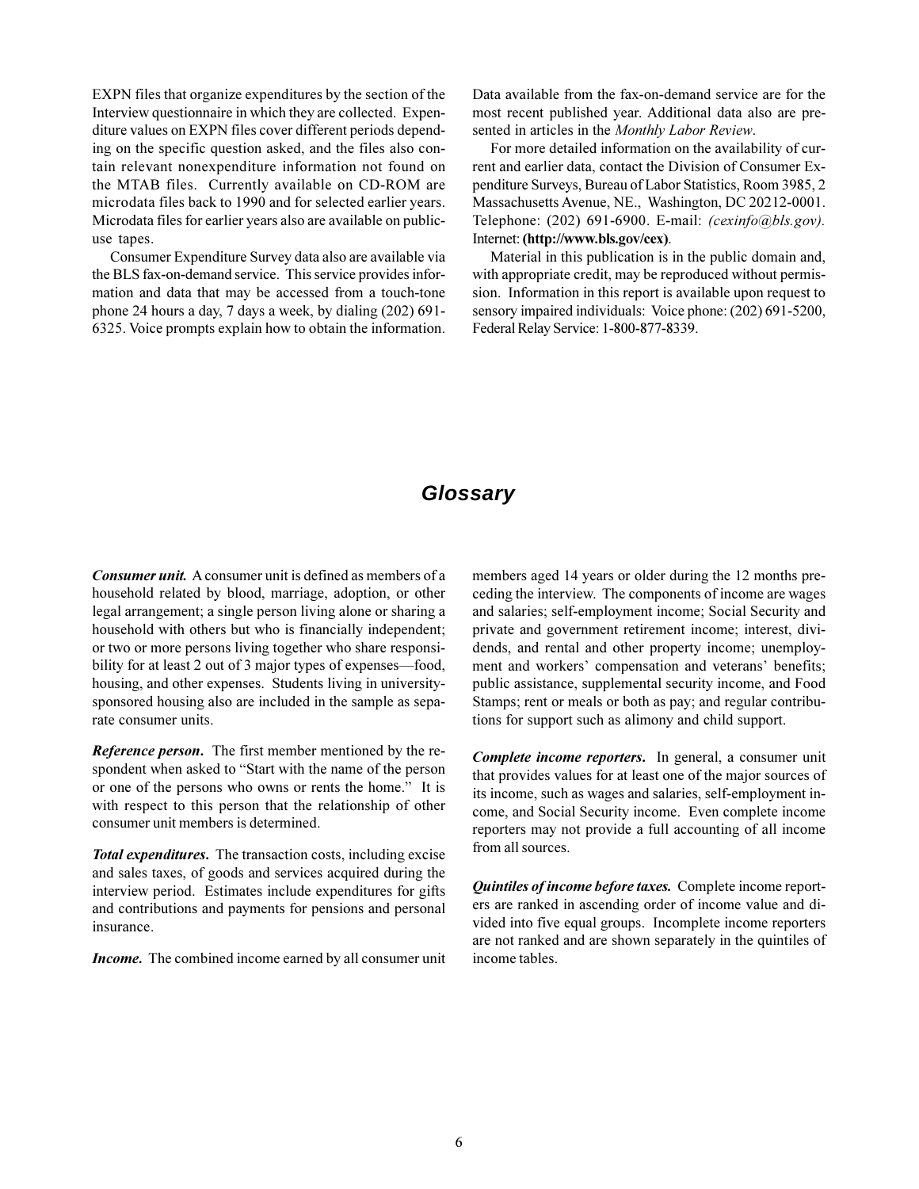EXPN files that organize expenditures by the section of the Interview questionnaire in which they are collected. Expenditure values on EXPN files cover different periods depending on the specific question asked, and the files also contain relevant nonexpenditure information not found on the MTAB files. Currently available on CD-ROM are microdata files back to 1990 and for selected earlier years. Microdata files for earlier years also are available on public-use tapes.

Consumer Expenditure Survey data also are available via the BLS fax-on-demand service. This service provides information and data that may be accessed from a touch-tone phone 24 hours a day, 7 days a week, by dialing (202) 691-6325. Voice prompts explain how to obtain the information. Data available from the fax-on-demand service are for the most recent published year. Additional data also are presented in articles in the *Monthly Labor Review*.

For more detailed information on the availability of current and earlier data, contact the Division of Consumer Expenditure Surveys, Bureau of Labor Statistics, Room 3985, 2 Massachusetts Avenue, NE., Washington, DC 20212-0001. Telephone: (202) 691-6900. E-mail: *(cexinfo@bls.gov).* Internet: **(http://www.bls.gov/cex)**.

Material in this publication is in the public domain and, with appropriate credit, may be reproduced without permission. Information in this report is available upon request to sensory impaired individuals: Voice phone: (202) 691-5200, Federal Relay Service: 1-800-877-8339.

## Glossary

***Consumer unit.*** A consumer unit is defined as members of a household related by blood, marriage, adoption, or other legal arrangement; a single person living alone or sharing a household with others but who is financially independent; or two or more persons living together who share responsibility for at least 2 out of 3 major types of expenses—food, housing, and other expenses. Students living in university-sponsored housing also are included in the sample as separate consumer units.

***Reference person.*** The first member mentioned by the respondent when asked to "Start with the name of the person or one of the persons who owns or rents the home." It is with respect to this person that the relationship of other consumer unit members is determined.

***Total expenditures.*** The transaction costs, including excise and sales taxes, of goods and services acquired during the interview period. Estimates include expenditures for gifts and contributions and payments for pensions and personal insurance.

***Income.*** The combined income earned by all consumer unit members aged 14 years or older during the 12 months preceding the interview. The components of income are wages and salaries; self-employment income; Social Security and private and government retirement income; interest, dividends, and rental and other property income; unemployment and workers' compensation and veterans' benefits; public assistance, supplemental security income, and Food Stamps; rent or meals or both as pay; and regular contributions for support such as alimony and child support.

***Complete income reporters.*** In general, a consumer unit that provides values for at least one of the major sources of its income, such as wages and salaries, self-employment income, and Social Security income. Even complete income reporters may not provide a full accounting of all income from all sources.

***Quintiles of income before taxes.*** Complete income reporters are ranked in ascending order of income value and divided into five equal groups. Incomplete income reporters are not ranked and are shown separately in the quintiles of income tables.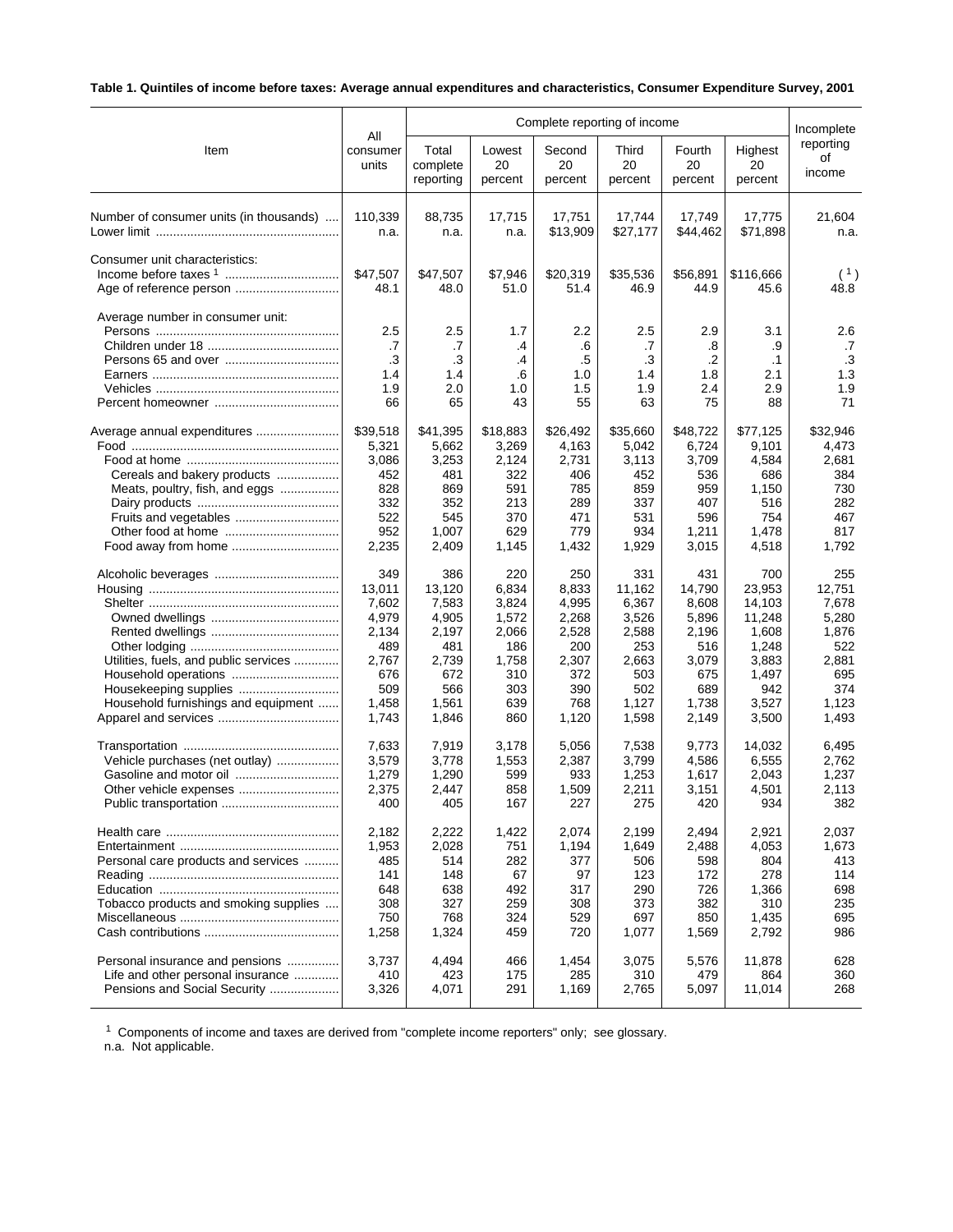**Table 1. Quintiles of income before taxes: Average annual expenditures and characteristics, Consumer Expenditure Survey, 2001**

| Item | All consumer units | Complete reporting of income | | | | | | Incomplete reporting of income |
|---|---|---|---|---|---|---|---|---|
| | | Total complete reporting | Lowest 20 percent | Second 20 percent | Third 20 percent | Fourth 20 percent | Highest 20 percent | |
| Number of consumer units (in thousands) | 110,339 | 88,735 | 17,715 | 17,751 | 17,744 | 17,749 | 17,775 | 21,604 |
| Lower limit | n.a. | n.a. | n.a. | $13,909 | $27,177 | $44,462 | $71,898 | n.a. |
| Consumer unit characteristics: | | | | | | | | |
| Income before taxes [1] | $47,507 | $47,507 | $7,946 | $20,319 | $35,536 | $56,891 | $116,666 | ([1]) |
| Age of reference person | 48.1 | 48.0 | 51.0 | 51.4 | 46.9 | 44.9 | 45.6 | 48.8 |
| Average number in consumer unit: | | | | | | | | |
| Persons | 2.5 | 2.5 | 1.7 | 2.2 | 2.5 | 2.9 | 3.1 | 2.6 |
| Children under 18 | .7 | .7 | .4 | .6 | .7 | .8 | .9 | .7 |
| Persons 65 and over | .3 | .3 | .4 | .5 | .3 | .2 | .1 | .3 |
| Earners | 1.4 | 1.4 | .6 | 1.0 | 1.4 | 1.8 | 2.1 | 1.3 |
| Vehicles | 1.9 | 2.0 | 1.0 | 1.5 | 1.9 | 2.4 | 2.9 | 1.9 |
| Percent homeowner | 66 | 65 | 43 | 55 | 63 | 75 | 88 | 71 |
| Average annual expenditures | $39,518 | $41,395 | $18,883 | $26,492 | $35,660 | $48,722 | $77,125 | $32,946 |
| Food | 5,321 | 5,662 | 3,269 | 4,163 | 5,042 | 6,724 | 9,101 | 4,473 |
| Food at home | 3,086 | 3,253 | 2,124 | 2,731 | 3,113 | 3,709 | 4,584 | 2,681 |
| Cereals and bakery products | 452 | 481 | 322 | 406 | 452 | 536 | 686 | 384 |
| Meats, poultry, fish, and eggs | 828 | 869 | 591 | 785 | 859 | 959 | 1,150 | 730 |
| Dairy products | 332 | 352 | 213 | 289 | 337 | 407 | 516 | 282 |
| Fruits and vegetables | 522 | 545 | 370 | 471 | 531 | 596 | 754 | 467 |
| Other food at home | 952 | 1,007 | 629 | 779 | 934 | 1,211 | 1,478 | 817 |
| Food away from home | 2,235 | 2,409 | 1,145 | 1,432 | 1,929 | 3,015 | 4,518 | 1,792 |
| Alcoholic beverages | 349 | 386 | 220 | 250 | 331 | 431 | 700 | 255 |
| Housing | 13,011 | 13,120 | 6,834 | 8,833 | 11,162 | 14,790 | 23,953 | 12,751 |
| Shelter | 7,602 | 7,583 | 3,824 | 4,995 | 6,367 | 8,608 | 14,103 | 7,678 |
| Owned dwellings | 4,979 | 4,905 | 1,572 | 2,268 | 3,526 | 5,896 | 11,248 | 5,280 |
| Rented dwellings | 2,134 | 2,197 | 2,066 | 2,528 | 2,588 | 2,196 | 1,608 | 1,876 |
| Other lodging | 489 | 481 | 186 | 200 | 253 | 516 | 1,248 | 522 |
| Utilities, fuels, and public services | 2,767 | 2,739 | 1,758 | 2,307 | 2,663 | 3,079 | 3,883 | 2,881 |
| Household operations | 676 | 672 | 310 | 372 | 503 | 675 | 1,497 | 695 |
| Housekeeping supplies | 509 | 566 | 303 | 390 | 502 | 689 | 942 | 374 |
| Household furnishings and equipment | 1,458 | 1,561 | 639 | 768 | 1,127 | 1,738 | 3,527 | 1,123 |
| Apparel and services | 1,743 | 1,846 | 860 | 1,120 | 1,598 | 2,149 | 3,500 | 1,493 |
| Transportation | 7,633 | 7,919 | 3,178 | 5,056 | 7,538 | 9,773 | 14,032 | 6,495 |
| Vehicle purchases (net outlay) | 3,579 | 3,778 | 1,553 | 2,387 | 3,799 | 4,586 | 6,555 | 2,762 |
| Gasoline and motor oil | 1,279 | 1,290 | 599 | 933 | 1,253 | 1,617 | 2,043 | 1,237 |
| Other vehicle expenses | 2,375 | 2,447 | 858 | 1,509 | 2,211 | 3,151 | 4,501 | 2,113 |
| Public transportation | 400 | 405 | 167 | 227 | 275 | 420 | 934 | 382 |
| Health care | 2,182 | 2,222 | 1,422 | 2,074 | 2,199 | 2,494 | 2,921 | 2,037 |
| Entertainment | 1,953 | 2,028 | 751 | 1,194 | 1,649 | 2,488 | 4,053 | 1,673 |
| Personal care products and services | 485 | 514 | 282 | 377 | 506 | 598 | 804 | 413 |
| Reading | 141 | 148 | 67 | 97 | 123 | 172 | 278 | 114 |
| Education | 648 | 638 | 492 | 317 | 290 | 726 | 1,366 | 698 |
| Tobacco products and smoking supplies | 308 | 327 | 259 | 308 | 373 | 382 | 310 | 235 |
| Miscellaneous | 750 | 768 | 324 | 529 | 697 | 850 | 1,435 | 695 |
| Cash contributions | 1,258 | 1,324 | 459 | 720 | 1,077 | 1,569 | 2,792 | 986 |
| Personal insurance and pensions | 3,737 | 4,494 | 466 | 1,454 | 3,075 | 5,576 | 11,878 | 628 |
| Life and other personal insurance | 410 | 423 | 175 | 285 | 310 | 479 | 864 | 360 |
| Pensions and Social Security | 3,326 | 4,071 | 291 | 1,169 | 2,765 | 5,097 | 11,014 | 268 |

[1] Components of income and taxes are derived from "complete income reporters" only; see glossary.

n.a. Not applicable.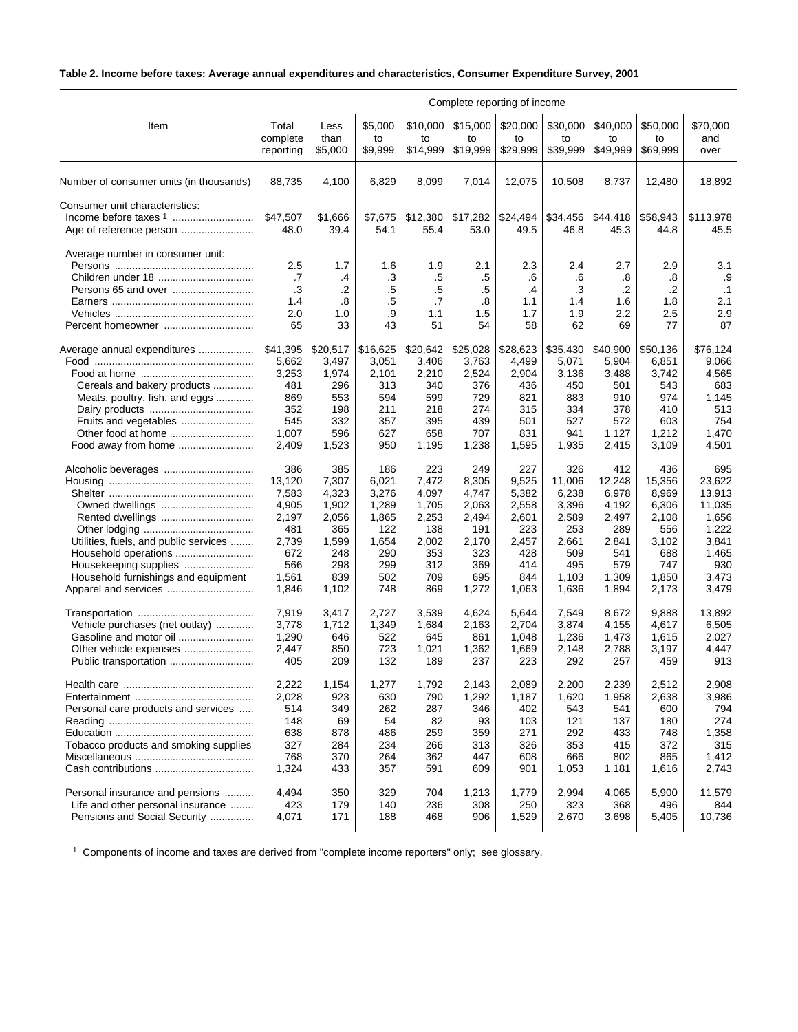**Table 2. Income before taxes: Average annual expenditures and characteristics, Consumer Expenditure Survey, 2001**

| Item | Complete reporting of income | | | | | | | | | |
|---|---|---|---|---|---|---|---|---|---|---|
| | Total complete reporting | Less than $5,000 | $5,000 to $9,999 | $10,000 to $14,999 | $15,000 to $19,999 | $20,000 to $29,999 | $30,000 to $39,999 | $40,000 to $49,999 | $50,000 to $69,999 | $70,000 and over |
| Number of consumer units (in thousands) | 88,735 | 4,100 | 6,829 | 8,099 | 7,014 | 12,075 | 10,508 | 8,737 | 12,480 | 18,892 |
| Consumer unit characteristics: | | | | | | | | | | |
| Income before taxes [1] | $47,507 | $1,666 | $7,675 | $12,380 | $17,282 | $24,494 | $34,456 | $44,418 | $58,943 | $113,978 |
| Age of reference person | 48.0 | 39.4 | 54.1 | 55.4 | 53.0 | 49.5 | 46.8 | 45.3 | 44.8 | 45.5 |
| Average number in consumer unit: | | | | | | | | | | |
| Persons | 2.5 | 1.7 | 1.6 | 1.9 | 2.1 | 2.3 | 2.4 | 2.7 | 2.9 | 3.1 |
| Children under 18 | .7 | .4 | .3 | .5 | .5 | .6 | .6 | .8 | .8 | .9 |
| Persons 65 and over | .3 | .2 | .5 | .5 | .5 | .4 | .3 | .2 | .2 | .1 |
| Earners | 1.4 | .8 | .5 | .7 | .8 | 1.1 | 1.4 | 1.6 | 1.8 | 2.1 |
| Vehicles | 2.0 | 1.0 | .9 | 1.1 | 1.5 | 1.7 | 1.9 | 2.2 | 2.5 | 2.9 |
| Percent homeowner | 65 | 33 | 43 | 51 | 54 | 58 | 62 | 69 | 77 | 87 |
| Average annual expenditures | $41,395 | $20,517 | $16,625 | $20,642 | $25,028 | $28,623 | $35,430 | $40,900 | $50,136 | $76,124 |
| Food | 5,662 | 3,497 | 3,051 | 3,406 | 3,763 | 4,499 | 5,071 | 5,904 | 6,851 | 9,066 |
| Food at home | 3,253 | 1,974 | 2,101 | 2,210 | 2,524 | 2,904 | 3,136 | 3,488 | 3,742 | 4,565 |
| Cereals and bakery products | 481 | 296 | 313 | 340 | 376 | 436 | 450 | 501 | 543 | 683 |
| Meats, poultry, fish, and eggs | 869 | 553 | 594 | 599 | 729 | 821 | 883 | 910 | 974 | 1,145 |
| Dairy products | 352 | 198 | 211 | 218 | 274 | 315 | 334 | 378 | 410 | 513 |
| Fruits and vegetables | 545 | 332 | 357 | 395 | 439 | 501 | 527 | 572 | 603 | 754 |
| Other food at home | 1,007 | 596 | 627 | 658 | 707 | 831 | 941 | 1,127 | 1,212 | 1,470 |
| Food away from home | 2,409 | 1,523 | 950 | 1,195 | 1,238 | 1,595 | 1,935 | 2,415 | 3,109 | 4,501 |
| Alcoholic beverages | 386 | 385 | 186 | 223 | 249 | 227 | 326 | 412 | 436 | 695 |
| Housing | 13,120 | 7,307 | 6,021 | 7,472 | 8,305 | 9,525 | 11,006 | 12,248 | 15,356 | 23,622 |
| Shelter | 7,583 | 4,323 | 3,276 | 4,097 | 4,747 | 5,382 | 6,238 | 6,978 | 8,969 | 13,913 |
| Owned dwellings | 4,905 | 1,902 | 1,289 | 1,705 | 2,063 | 2,558 | 3,396 | 4,192 | 6,306 | 11,035 |
| Rented dwellings | 2,197 | 2,056 | 1,865 | 2,253 | 2,494 | 2,601 | 2,589 | 2,497 | 2,108 | 1,656 |
| Other lodging | 481 | 365 | 122 | 138 | 191 | 223 | 253 | 289 | 556 | 1,222 |
| Utilities, fuels, and public services | 2,739 | 1,599 | 1,654 | 2,002 | 2,170 | 2,457 | 2,661 | 2,841 | 3,102 | 3,841 |
| Household operations | 672 | 248 | 290 | 353 | 323 | 428 | 509 | 541 | 688 | 1,465 |
| Housekeeping supplies | 566 | 298 | 299 | 312 | 369 | 414 | 495 | 579 | 747 | 930 |
| Household furnishings and equipment | 1,561 | 839 | 502 | 709 | 695 | 844 | 1,103 | 1,309 | 1,850 | 3,473 |
| Apparel and services | 1,846 | 1,102 | 748 | 869 | 1,272 | 1,063 | 1,636 | 1,894 | 2,173 | 3,479 |
| Transportation | 7,919 | 3,417 | 2,727 | 3,539 | 4,624 | 5,644 | 7,549 | 8,672 | 9,888 | 13,892 |
| Vehicle purchases (net outlay) | 3,778 | 1,712 | 1,349 | 1,684 | 2,163 | 2,704 | 3,874 | 4,155 | 4,617 | 6,505 |
| Gasoline and motor oil | 1,290 | 646 | 522 | 645 | 861 | 1,048 | 1,236 | 1,473 | 1,615 | 2,027 |
| Other vehicle expenses | 2,447 | 850 | 723 | 1,021 | 1,362 | 1,669 | 2,148 | 2,788 | 3,197 | 4,447 |
| Public transportation | 405 | 209 | 132 | 189 | 237 | 223 | 292 | 257 | 459 | 913 |
| Health care | 2,222 | 1,154 | 1,277 | 1,792 | 2,143 | 2,089 | 2,200 | 2,239 | 2,512 | 2,908 |
| Entertainment | 2,028 | 923 | 630 | 790 | 1,292 | 1,187 | 1,620 | 1,958 | 2,638 | 3,986 |
| Personal care products and services | 514 | 349 | 262 | 287 | 346 | 402 | 543 | 541 | 600 | 794 |
| Reading | 148 | 69 | 54 | 82 | 93 | 103 | 121 | 137 | 180 | 274 |
| Education | 638 | 878 | 486 | 259 | 359 | 271 | 292 | 433 | 748 | 1,358 |
| Tobacco products and smoking supplies | 327 | 284 | 234 | 266 | 313 | 326 | 353 | 415 | 372 | 315 |
| Miscellaneous | 768 | 370 | 264 | 362 | 447 | 608 | 666 | 802 | 865 | 1,412 |
| Cash contributions | 1,324 | 433 | 357 | 591 | 609 | 901 | 1,053 | 1,181 | 1,616 | 2,743 |
| Personal insurance and pensions | 4,494 | 350 | 329 | 704 | 1,213 | 1,779 | 2,994 | 4,065 | 5,900 | 11,579 |
| Life and other personal insurance | 423 | 179 | 140 | 236 | 308 | 250 | 323 | 368 | 496 | 844 |
| Pensions and Social Security | 4,071 | 171 | 188 | 468 | 906 | 1,529 | 2,670 | 3,698 | 5,405 | 10,736 |

[1] Components of income and taxes are derived from "complete income reporters" only; see glossary.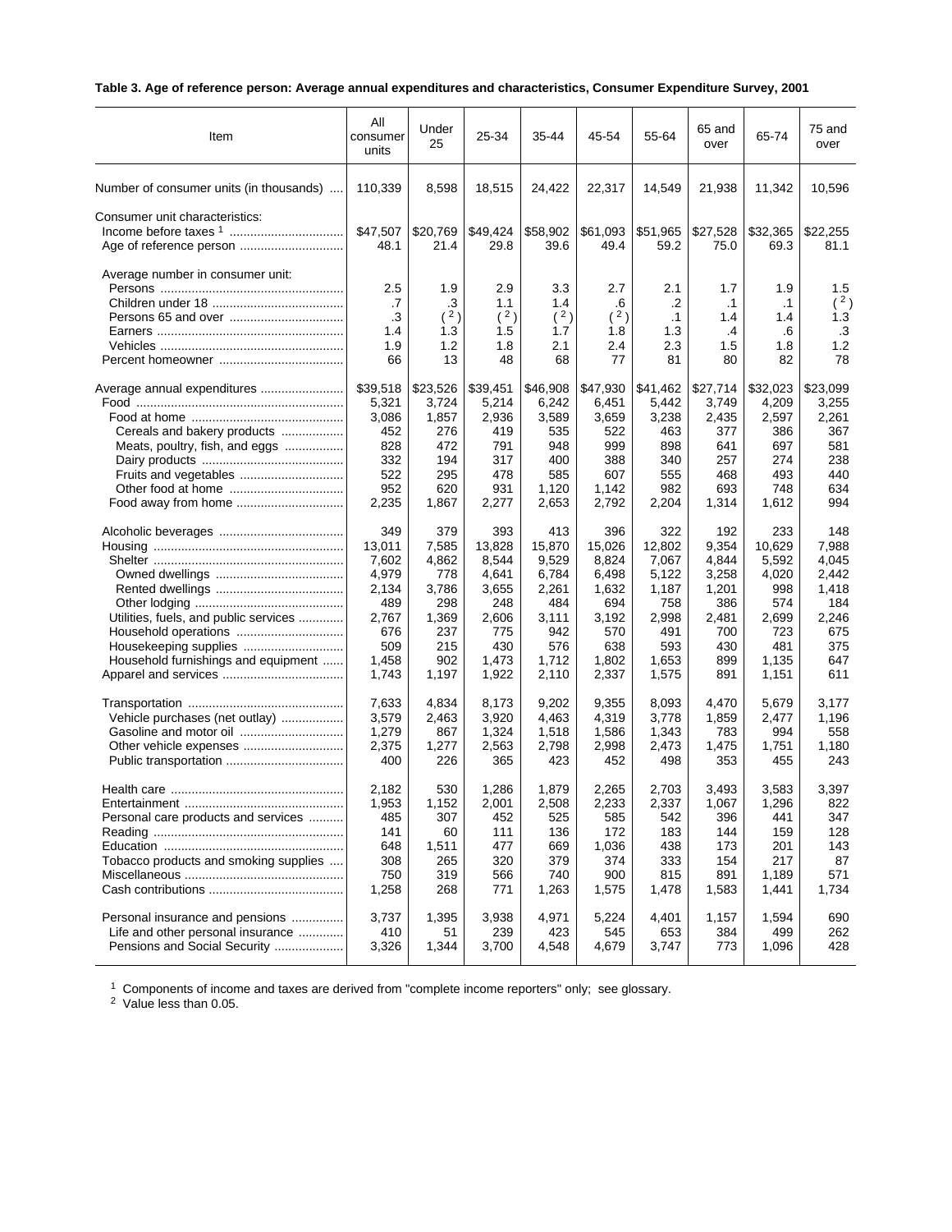**Table 3. Age of reference person: Average annual expenditures and characteristics, Consumer Expenditure Survey, 2001**

| Item | All consumer units | Under 25 | 25-34 | 35-44 | 45-54 | 55-64 | 65 and over | 65-74 | 75 and over |
|---|---|---|---|---|---|---|---|---|---|
| Number of consumer units (in thousands) | 110,339 | 8,598 | 18,515 | 24,422 | 22,317 | 14,549 | 21,938 | 11,342 | 10,596 |
| Consumer unit characteristics: | | | | | | | | | |
| Income before taxes [1] | $47,507 | $20,769 | $49,424 | $58,902 | $61,093 | $51,965 | $27,528 | $32,365 | $22,255 |
| Age of reference person | 48.1 | 21.4 | 29.8 | 39.6 | 49.4 | 59.2 | 75.0 | 69.3 | 81.1 |
| Average number in consumer unit: | | | | | | | | | |
| Persons | 2.5 | 1.9 | 2.9 | 3.3 | 2.7 | 2.1 | 1.7 | 1.9 | 1.5 |
| Children under 18 | .7 | .3 | 1.1 | 1.4 | .6 | .2 | .1 | .1 | ( [2] ) |
| Persons 65 and over | .3 | ( [2] ) | ( [2] ) | ( [2] ) | ( [2] ) | .1 | 1.4 | 1.4 | 1.3 |
| Earners | 1.4 | 1.3 | 1.5 | 1.7 | 1.8 | 1.3 | .4 | .6 | .3 |
| Vehicles | 1.9 | 1.2 | 1.8 | 2.1 | 2.4 | 2.3 | 1.5 | 1.8 | 1.2 |
| Percent homeowner | 66 | 13 | 48 | 68 | 77 | 81 | 80 | 82 | 78 |
| Average annual expenditures | $39,518 | $23,526 | $39,451 | $46,908 | $47,930 | $41,462 | $27,714 | $32,023 | $23,099 |
| Food | 5,321 | 3,724 | 5,214 | 6,242 | 6,451 | 5,442 | 3,749 | 4,209 | 3,255 |
| Food at home | 3,086 | 1,857 | 2,936 | 3,589 | 3,659 | 3,238 | 2,435 | 2,597 | 2,261 |
| Cereals and bakery products | 452 | 276 | 419 | 535 | 522 | 463 | 377 | 386 | 367 |
| Meats, poultry, fish, and eggs | 828 | 472 | 791 | 948 | 999 | 898 | 641 | 697 | 581 |
| Dairy products | 332 | 194 | 317 | 400 | 388 | 340 | 257 | 274 | 238 |
| Fruits and vegetables | 522 | 295 | 478 | 585 | 607 | 555 | 468 | 493 | 440 |
| Other food at home | 952 | 620 | 931 | 1,120 | 1,142 | 982 | 693 | 748 | 634 |
| Food away from home | 2,235 | 1,867 | 2,277 | 2,653 | 2,792 | 2,204 | 1,314 | 1,612 | 994 |
| Alcoholic beverages | 349 | 379 | 393 | 413 | 396 | 322 | 192 | 233 | 148 |
| Housing | 13,011 | 7,585 | 13,828 | 15,870 | 15,026 | 12,802 | 9,354 | 10,629 | 7,988 |
| Shelter | 7,602 | 4,862 | 8,544 | 9,529 | 8,824 | 7,067 | 4,844 | 5,592 | 4,045 |
| Owned dwellings | 4,979 | 778 | 4,641 | 6,784 | 6,498 | 5,122 | 3,258 | 4,020 | 2,442 |
| Rented dwellings | 2,134 | 3,786 | 3,655 | 2,261 | 1,632 | 1,187 | 1,201 | 998 | 1,418 |
| Other lodging | 489 | 298 | 248 | 484 | 694 | 758 | 386 | 574 | 184 |
| Utilities, fuels, and public services | 2,767 | 1,369 | 2,606 | 3,111 | 3,192 | 2,998 | 2,481 | 2,699 | 2,246 |
| Household operations | 676 | 237 | 775 | 942 | 570 | 491 | 700 | 723 | 675 |
| Housekeeping supplies | 509 | 215 | 430 | 576 | 638 | 593 | 430 | 481 | 375 |
| Household furnishings and equipment | 1,458 | 902 | 1,473 | 1,712 | 1,802 | 1,653 | 899 | 1,135 | 647 |
| Apparel and services | 1,743 | 1,197 | 1,922 | 2,110 | 2,337 | 1,575 | 891 | 1,151 | 611 |
| Transportation | 7,633 | 4,834 | 8,173 | 9,202 | 9,355 | 8,093 | 4,470 | 5,679 | 3,177 |
| Vehicle purchases (net outlay) | 3,579 | 2,463 | 3,920 | 4,463 | 4,319 | 3,778 | 1,859 | 2,477 | 1,196 |
| Gasoline and motor oil | 1,279 | 867 | 1,324 | 1,518 | 1,586 | 1,343 | 783 | 994 | 558 |
| Other vehicle expenses | 2,375 | 1,277 | 2,563 | 2,798 | 2,998 | 2,473 | 1,475 | 1,751 | 1,180 |
| Public transportation | 400 | 226 | 365 | 423 | 452 | 498 | 353 | 455 | 243 |
| Health care | 2,182 | 530 | 1,286 | 1,879 | 2,265 | 2,703 | 3,493 | 3,583 | 3,397 |
| Entertainment | 1,953 | 1,152 | 2,001 | 2,508 | 2,233 | 2,337 | 1,067 | 1,296 | 822 |
| Personal care products and services | 485 | 307 | 452 | 525 | 585 | 542 | 396 | 441 | 347 |
| Reading | 141 | 60 | 111 | 136 | 172 | 183 | 144 | 159 | 128 |
| Education | 648 | 1,511 | 477 | 669 | 1,036 | 438 | 173 | 201 | 143 |
| Tobacco products and smoking supplies | 308 | 265 | 320 | 379 | 374 | 333 | 154 | 217 | 87 |
| Miscellaneous | 750 | 319 | 566 | 740 | 900 | 815 | 891 | 1,189 | 571 |
| Cash contributions | 1,258 | 268 | 771 | 1,263 | 1,575 | 1,478 | 1,583 | 1,441 | 1,734 |
| Personal insurance and pensions | 3,737 | 1,395 | 3,938 | 4,971 | 5,224 | 4,401 | 1,157 | 1,594 | 690 |
| Life and other personal insurance | 410 | 51 | 239 | 423 | 545 | 653 | 384 | 499 | 262 |
| Pensions and Social Security | 3,326 | 1,344 | 3,700 | 4,548 | 4,679 | 3,747 | 773 | 1,096 | 428 |

[1] Components of income and taxes are derived from "complete income reporters" only; see glossary.
[2] Value less than 0.05.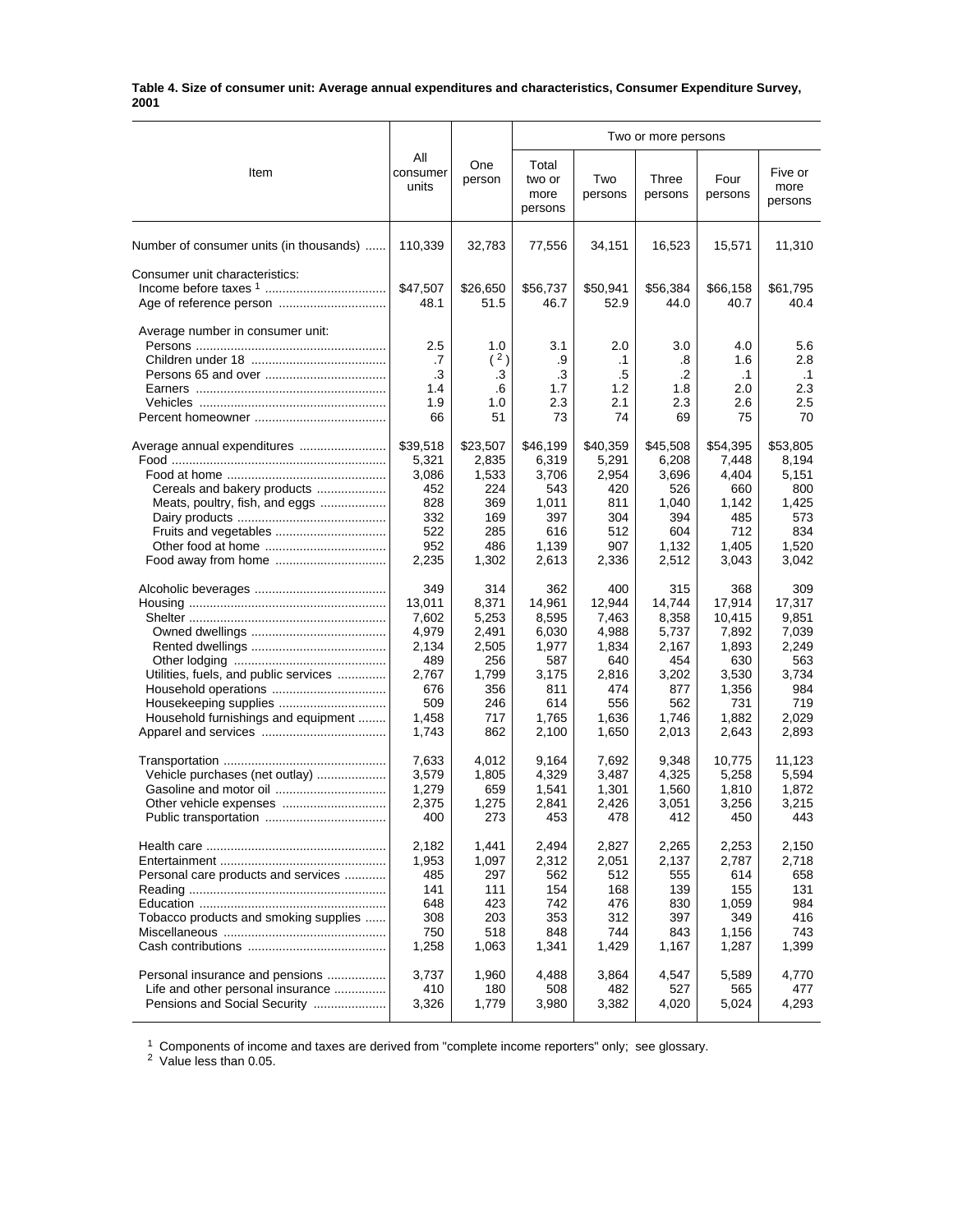**Table 4. Size of consumer unit: Average annual expenditures and characteristics, Consumer Expenditure Survey, 2001**

| Item | All consumer units | One person | Two or more persons | | | | |
|---|---|---|---|---|---|---|---|
| | | | Total two or more persons | Two persons | Three persons | Four persons | Five or more persons |
| Number of consumer units (in thousands) | 110,339 | 32,783 | 77,556 | 34,151 | 16,523 | 15,571 | 11,310 |
| Consumer unit characteristics: | | | | | | | |
| Income before taxes [1] | $47,507 | $26,650 | $56,737 | $50,941 | $56,384 | $66,158 | $61,795 |
| Age of reference person | 48.1 | 51.5 | 46.7 | 52.9 | 44.0 | 40.7 | 40.4 |
| Average number in consumer unit: | | | | | | | |
| Persons | 2.5 | 1.0 | 3.1 | 2.0 | 3.0 | 4.0 | 5.6 |
| Children under 18 | .7 | ( [2] ) | .9 | .1 | .8 | 1.6 | 2.8 |
| Persons 65 and over | .3 | .3 | .3 | .5 | .2 | .1 | .1 |
| Earners | 1.4 | .6 | 1.7 | 1.2 | 1.8 | 2.0 | 2.3 |
| Vehicles | 1.9 | 1.0 | 2.3 | 2.1 | 2.3 | 2.6 | 2.5 |
| Percent homeowner | 66 | 51 | 73 | 74 | 69 | 75 | 70 |
| Average annual expenditures | $39,518 | $23,507 | $46,199 | $40,359 | $45,508 | $54,395 | $53,805 |
| Food | 5,321 | 2,835 | 6,319 | 5,291 | 6,208 | 7,448 | 8,194 |
| Food at home | 3,086 | 1,533 | 3,706 | 2,954 | 3,696 | 4,404 | 5,151 |
| Cereals and bakery products | 452 | 224 | 543 | 420 | 526 | 660 | 800 |
| Meats, poultry, fish, and eggs | 828 | 369 | 1,011 | 811 | 1,040 | 1,142 | 1,425 |
| Dairy products | 332 | 169 | 397 | 304 | 394 | 485 | 573 |
| Fruits and vegetables | 522 | 285 | 616 | 512 | 604 | 712 | 834 |
| Other food at home | 952 | 486 | 1,139 | 907 | 1,132 | 1,405 | 1,520 |
| Food away from home | 2,235 | 1,302 | 2,613 | 2,336 | 2,512 | 3,043 | 3,042 |
| Alcoholic beverages | 349 | 314 | 362 | 400 | 315 | 368 | 309 |
| Housing | 13,011 | 8,371 | 14,961 | 12,944 | 14,744 | 17,914 | 17,317 |
| Shelter | 7,602 | 5,253 | 8,595 | 7,463 | 8,358 | 10,415 | 9,851 |
| Owned dwellings | 4,979 | 2,491 | 6,030 | 4,988 | 5,737 | 7,892 | 7,039 |
| Rented dwellings | 2,134 | 2,505 | 1,977 | 1,834 | 2,167 | 1,893 | 2,249 |
| Other lodging | 489 | 256 | 587 | 640 | 454 | 630 | 563 |
| Utilities, fuels, and public services | 2,767 | 1,799 | 3,175 | 2,816 | 3,202 | 3,530 | 3,734 |
| Household operations | 676 | 356 | 811 | 474 | 877 | 1,356 | 984 |
| Housekeeping supplies | 509 | 246 | 614 | 556 | 562 | 731 | 719 |
| Household furnishings and equipment | 1,458 | 717 | 1,765 | 1,636 | 1,746 | 1,882 | 2,029 |
| Apparel and services | 1,743 | 862 | 2,100 | 1,650 | 2,013 | 2,643 | 2,893 |
| Transportation | 7,633 | 4,012 | 9,164 | 7,692 | 9,348 | 10,775 | 11,123 |
| Vehicle purchases (net outlay) | 3,579 | 1,805 | 4,329 | 3,487 | 4,325 | 5,258 | 5,594 |
| Gasoline and motor oil | 1,279 | 659 | 1,541 | 1,301 | 1,560 | 1,810 | 1,872 |
| Other vehicle expenses | 2,375 | 1,275 | 2,841 | 2,426 | 3,051 | 3,256 | 3,215 |
| Public transportation | 400 | 273 | 453 | 478 | 412 | 450 | 443 |
| Health care | 2,182 | 1,441 | 2,494 | 2,827 | 2,265 | 2,253 | 2,150 |
| Entertainment | 1,953 | 1,097 | 2,312 | 2,051 | 2,137 | 2,787 | 2,718 |
| Personal care products and services | 485 | 297 | 562 | 512 | 555 | 614 | 658 |
| Reading | 141 | 111 | 154 | 168 | 139 | 155 | 131 |
| Education | 648 | 423 | 742 | 476 | 830 | 1,059 | 984 |
| Tobacco products and smoking supplies | 308 | 203 | 353 | 312 | 397 | 349 | 416 |
| Miscellaneous | 750 | 518 | 848 | 744 | 843 | 1,156 | 743 |
| Cash contributions | 1,258 | 1,063 | 1,341 | 1,429 | 1,167 | 1,287 | 1,399 |
| Personal insurance and pensions | 3,737 | 1,960 | 4,488 | 3,864 | 4,547 | 5,589 | 4,770 |
| Life and other personal insurance | 410 | 180 | 508 | 482 | 527 | 565 | 477 |
| Pensions and Social Security | 3,326 | 1,779 | 3,980 | 3,382 | 4,020 | 5,024 | 4,293 |

[1] Components of income and taxes are derived from "complete income reporters" only; see glossary.
[2] Value less than 0.05.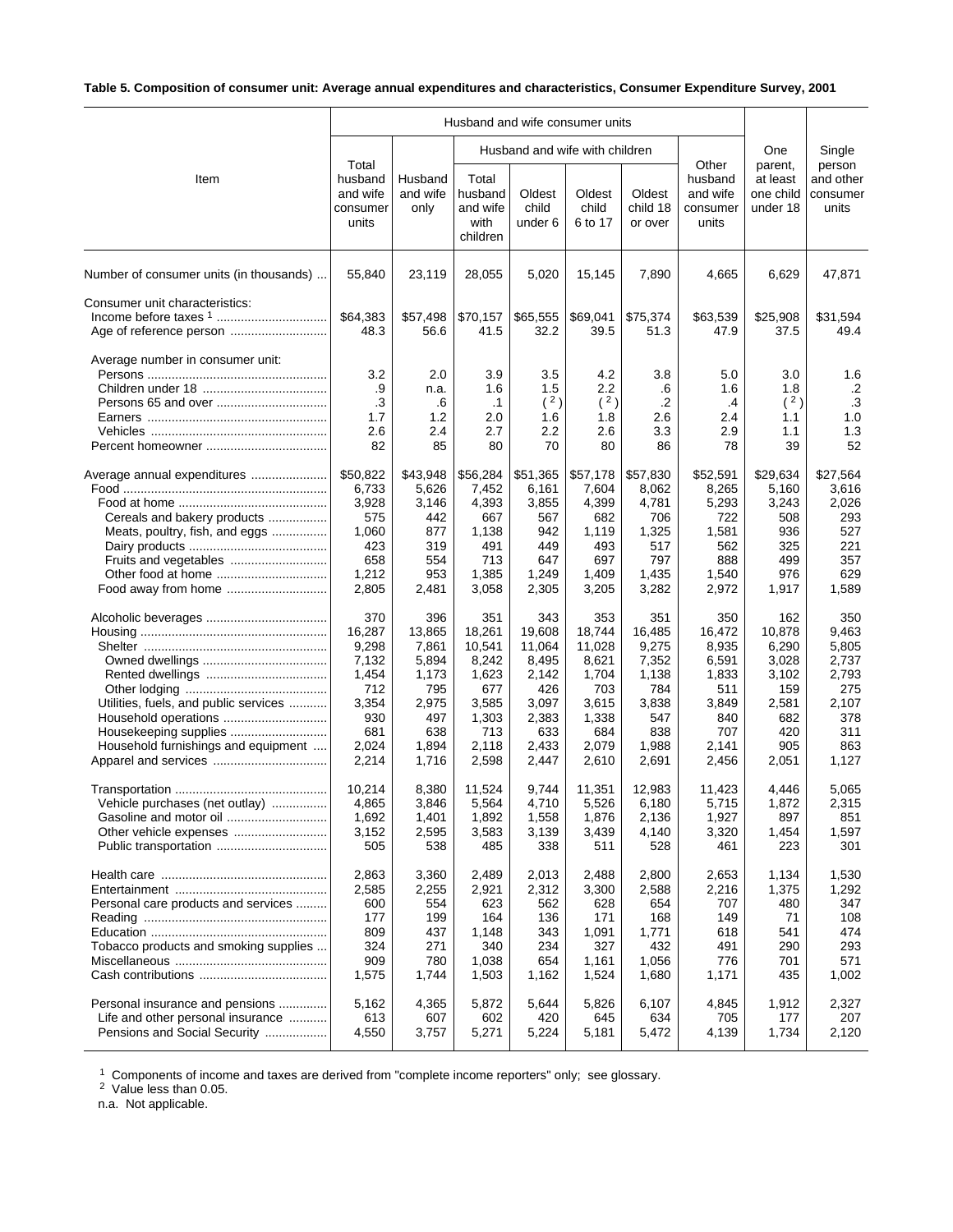**Table 5. Composition of consumer unit: Average annual expenditures and characteristics, Consumer Expenditure Survey, 2001**

| Item | Husband and wife consumer units | | | | | | | One parent, at least one child under 18 | Single person and other consumer units |
|---|---|---|---|---|---|---|---|---|---|
| | Total husband and wife consumer units | Husband and wife only | Husband and wife with children | | | | Other husband and wife consumer units | | |
| | | | Total husband and wife with children | Oldest child under 6 | Oldest child 6 to 17 | Oldest child 18 or over | | | |
| Number of consumer units (in thousands) | 55,840 | 23,119 | 28,055 | 5,020 | 15,145 | 7,890 | 4,665 | 6,629 | 47,871 |
| Consumer unit characteristics: | | | | | | | | | |
| Income before taxes [1] | $64,383 | $57,498 | $70,157 | $65,555 | $69,041 | $75,374 | $63,539 | $25,908 | $31,594 |
| Age of reference person | 48.3 | 56.6 | 41.5 | 32.2 | 39.5 | 51.3 | 47.9 | 37.5 | 49.4 |
| Average number in consumer unit: | | | | | | | | | |
| Persons | 3.2 | 2.0 | 3.9 | 3.5 | 4.2 | 3.8 | 5.0 | 3.0 | 1.6 |
| Children under 18 | .9 | n.a. | 1.6 | 1.5 | 2.2 | .6 | 1.6 | 1.8 | .2 |
| Persons 65 and over | .3 | .6 | .1 | ([2]) | ([2]) | .2 | .4 | ([2]) | .3 |
| Earners | 1.7 | 1.2 | 2.0 | 1.6 | 1.8 | 2.6 | 2.4 | 1.1 | 1.0 |
| Vehicles | 2.6 | 2.4 | 2.7 | 2.2 | 2.6 | 3.3 | 2.9 | 1.1 | 1.3 |
| Percent homeowner | 82 | 85 | 80 | 70 | 80 | 86 | 78 | 39 | 52 |
| Average annual expenditures | $50,822 | $43,948 | $56,284 | $51,365 | $57,178 | $57,830 | $52,591 | $29,634 | $27,564 |
| Food | 6,733 | 5,626 | 7,452 | 6,161 | 7,604 | 8,062 | 8,265 | 5,160 | 3,616 |
| Food at home | 3,928 | 3,146 | 4,393 | 3,855 | 4,399 | 4,781 | 5,293 | 3,243 | 2,026 |
| Cereals and bakery products | 575 | 442 | 667 | 567 | 682 | 706 | 722 | 508 | 293 |
| Meats, poultry, fish, and eggs | 1,060 | 877 | 1,138 | 942 | 1,119 | 1,325 | 1,581 | 936 | 527 |
| Dairy products | 423 | 319 | 491 | 449 | 493 | 517 | 562 | 325 | 221 |
| Fruits and vegetables | 658 | 554 | 713 | 647 | 697 | 797 | 888 | 499 | 357 |
| Other food at home | 1,212 | 953 | 1,385 | 1,249 | 1,409 | 1,435 | 1,540 | 976 | 629 |
| Food away from home | 2,805 | 2,481 | 3,058 | 2,305 | 3,205 | 3,282 | 2,972 | 1,917 | 1,589 |
| Alcoholic beverages | 370 | 396 | 351 | 343 | 353 | 351 | 350 | 162 | 350 |
| Housing | 16,287 | 13,865 | 18,261 | 19,608 | 18,744 | 16,485 | 16,472 | 10,878 | 9,463 |
| Shelter | 9,298 | 7,861 | 10,541 | 11,064 | 11,028 | 9,275 | 8,935 | 6,290 | 5,805 |
| Owned dwellings | 7,132 | 5,894 | 8,242 | 8,495 | 8,621 | 7,352 | 6,591 | 3,028 | 2,737 |
| Rented dwellings | 1,454 | 1,173 | 1,623 | 2,142 | 1,704 | 1,138 | 1,833 | 3,102 | 2,793 |
| Other lodging | 712 | 795 | 677 | 426 | 703 | 784 | 511 | 159 | 275 |
| Utilities, fuels, and public services | 3,354 | 2,975 | 3,585 | 3,097 | 3,615 | 3,838 | 3,849 | 2,581 | 2,107 |
| Household operations | 930 | 497 | 1,303 | 2,383 | 1,338 | 547 | 840 | 682 | 378 |
| Housekeeping supplies | 681 | 638 | 713 | 633 | 684 | 838 | 707 | 420 | 311 |
| Household furnishings and equipment | 2,024 | 1,894 | 2,118 | 2,433 | 2,079 | 1,988 | 2,141 | 905 | 863 |
| Apparel and services | 2,214 | 1,716 | 2,598 | 2,447 | 2,610 | 2,691 | 2,456 | 2,051 | 1,127 |
| Transportation | 10,214 | 8,380 | 11,524 | 9,744 | 11,351 | 12,983 | 11,423 | 4,446 | 5,065 |
| Vehicle purchases (net outlay) | 4,865 | 3,846 | 5,564 | 4,710 | 5,526 | 6,180 | 5,715 | 1,872 | 2,315 |
| Gasoline and motor oil | 1,692 | 1,401 | 1,892 | 1,558 | 1,876 | 2,136 | 1,927 | 897 | 851 |
| Other vehicle expenses | 3,152 | 2,595 | 3,583 | 3,139 | 3,439 | 4,140 | 3,320 | 1,454 | 1,597 |
| Public transportation | 505 | 538 | 485 | 338 | 511 | 528 | 461 | 223 | 301 |
| Health care | 2,863 | 3,360 | 2,489 | 2,013 | 2,488 | 2,800 | 2,653 | 1,134 | 1,530 |
| Entertainment | 2,585 | 2,255 | 2,921 | 2,312 | 3,300 | 2,588 | 2,216 | 1,375 | 1,292 |
| Personal care products and services | 600 | 554 | 623 | 562 | 628 | 654 | 707 | 480 | 347 |
| Reading | 177 | 199 | 164 | 136 | 171 | 168 | 149 | 71 | 108 |
| Education | 809 | 437 | 1,148 | 343 | 1,091 | 1,771 | 618 | 541 | 474 |
| Tobacco products and smoking supplies | 324 | 271 | 340 | 234 | 327 | 432 | 491 | 290 | 293 |
| Miscellaneous | 909 | 780 | 1,038 | 654 | 1,161 | 1,056 | 776 | 701 | 571 |
| Cash contributions | 1,575 | 1,744 | 1,503 | 1,162 | 1,524 | 1,680 | 1,171 | 435 | 1,002 |
| Personal insurance and pensions | 5,162 | 4,365 | 5,872 | 5,644 | 5,826 | 6,107 | 4,845 | 1,912 | 2,327 |
| Life and other personal insurance | 613 | 607 | 602 | 420 | 645 | 634 | 705 | 177 | 207 |
| Pensions and Social Security | 4,550 | 3,757 | 5,271 | 5,224 | 5,181 | 5,472 | 4,139 | 1,734 | 2,120 |

[1] Components of income and taxes are derived from "complete income reporters" only; see glossary.

[2] Value less than 0.05.

n.a. Not applicable.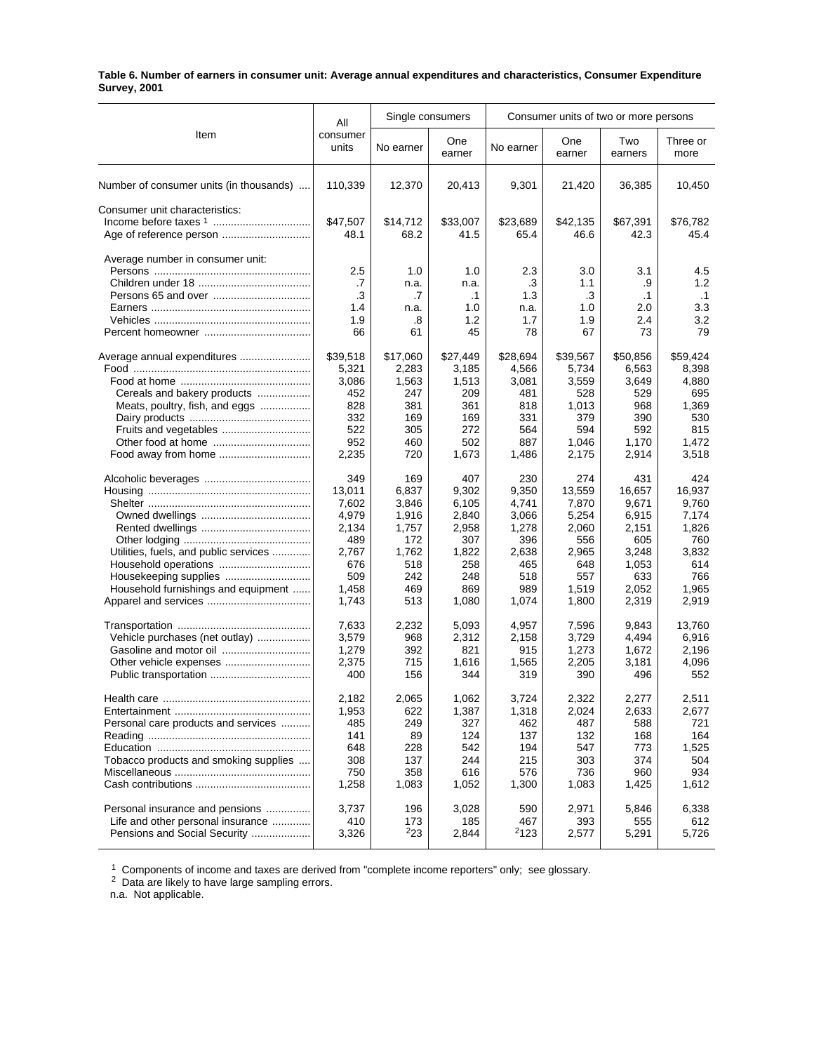**Table 6. Number of earners in consumer unit: Average annual expenditures and characteristics, Consumer Expenditure Survey, 2001**

| Item | All consumer units | Single consumers | | Consumer units of two or more persons | | | |
|---|---|---|---|---|---|---|---|
| | | No earner | One earner | No earner | One earner | Two earners | Three or more |
| Number of consumer units (in thousands) | 110,339 | 12,370 | 20,413 | 9,301 | 21,420 | 36,385 | 10,450 |
| Consumer unit characteristics: | | | | | | | |
| Income before taxes [1] | $47,507 | $14,712 | $33,007 | $23,689 | $42,135 | $67,391 | $76,782 |
| Age of reference person | 48.1 | 68.2 | 41.5 | 65.4 | 46.6 | 42.3 | 45.4 |
| Average number in consumer unit: | | | | | | | |
| Persons | 2.5 | 1.0 | 1.0 | 2.3 | 3.0 | 3.1 | 4.5 |
| Children under 18 | .7 | n.a. | n.a. | .3 | 1.1 | .9 | 1.2 |
| Persons 65 and over | .3 | .7 | .1 | 1.3 | .3 | .1 | .1 |
| Earners | 1.4 | n.a. | 1.0 | n.a. | 1.0 | 2.0 | 3.3 |
| Vehicles | 1.9 | .8 | 1.2 | 1.7 | 1.9 | 2.4 | 3.2 |
| Percent homeowner | 66 | 61 | 45 | 78 | 67 | 73 | 79 |
| Average annual expenditures | $39,518 | $17,060 | $27,449 | $28,694 | $39,567 | $50,856 | $59,424 |
| Food | 5,321 | 2,283 | 3,185 | 4,566 | 5,734 | 6,563 | 8,398 |
| Food at home | 3,086 | 1,563 | 1,513 | 3,081 | 3,559 | 3,649 | 4,880 |
| Cereals and bakery products | 452 | 247 | 209 | 481 | 528 | 529 | 695 |
| Meats, poultry, fish, and eggs | 828 | 381 | 361 | 818 | 1,013 | 968 | 1,369 |
| Dairy products | 332 | 169 | 169 | 331 | 379 | 390 | 530 |
| Fruits and vegetables | 522 | 305 | 272 | 564 | 594 | 592 | 815 |
| Other food at home | 952 | 460 | 502 | 887 | 1,046 | 1,170 | 1,472 |
| Food away from home | 2,235 | 720 | 1,673 | 1,486 | 2,175 | 2,914 | 3,518 |
| Alcoholic beverages | 349 | 169 | 407 | 230 | 274 | 431 | 424 |
| Housing | 13,011 | 6,837 | 9,302 | 9,350 | 13,559 | 16,657 | 16,937 |
| Shelter | 7,602 | 3,846 | 6,105 | 4,741 | 7,870 | 9,671 | 9,760 |
| Owned dwellings | 4,979 | 1,916 | 2,840 | 3,066 | 5,254 | 6,915 | 7,174 |
| Rented dwellings | 2,134 | 1,757 | 2,958 | 1,278 | 2,060 | 2,151 | 1,826 |
| Other lodging | 489 | 172 | 307 | 396 | 556 | 605 | 760 |
| Utilities, fuels, and public services | 2,767 | 1,762 | 1,822 | 2,638 | 2,965 | 3,248 | 3,832 |
| Household operations | 676 | 518 | 258 | 465 | 648 | 1,053 | 614 |
| Housekeeping supplies | 509 | 242 | 248 | 518 | 557 | 633 | 766 |
| Household furnishings and equipment | 1,458 | 469 | 869 | 989 | 1,519 | 2,052 | 1,965 |
| Apparel and services | 1,743 | 513 | 1,080 | 1,074 | 1,800 | 2,319 | 2,919 |
| Transportation | 7,633 | 2,232 | 5,093 | 4,957 | 7,596 | 9,843 | 13,760 |
| Vehicle purchases (net outlay) | 3,579 | 968 | 2,312 | 2,158 | 3,729 | 4,494 | 6,916 |
| Gasoline and motor oil | 1,279 | 392 | 821 | 915 | 1,273 | 1,672 | 2,196 |
| Other vehicle expenses | 2,375 | 715 | 1,616 | 1,565 | 2,205 | 3,181 | 4,096 |
| Public transportation | 400 | 156 | 344 | 319 | 390 | 496 | 552 |
| Health care | 2,182 | 2,065 | 1,062 | 3,724 | 2,322 | 2,277 | 2,511 |
| Entertainment | 1,953 | 622 | 1,387 | 1,318 | 2,024 | 2,633 | 2,677 |
| Personal care products and services | 485 | 249 | 327 | 462 | 487 | 588 | 721 |
| Reading | 141 | 89 | 124 | 137 | 132 | 168 | 164 |
| Education | 648 | 228 | 542 | 194 | 547 | 773 | 1,525 |
| Tobacco products and smoking supplies | 308 | 137 | 244 | 215 | 303 | 374 | 504 |
| Miscellaneous | 750 | 358 | 616 | 576 | 736 | 960 | 934 |
| Cash contributions | 1,258 | 1,083 | 1,052 | 1,300 | 1,083 | 1,425 | 1,612 |
| Personal insurance and pensions | 3,737 | 196 | 3,028 | 590 | 2,971 | 5,846 | 6,338 |
| Life and other personal insurance | 410 | 173 | 185 | 467 | 393 | 555 | 612 |
| Pensions and Social Security | 3,326 | [2]23 | 2,844 | [2]123 | 2,577 | 5,291 | 5,726 |

[1] Components of income and taxes are derived from "complete income reporters" only; see glossary.
[2] Data are likely to have large sampling errors.
n.a. Not applicable.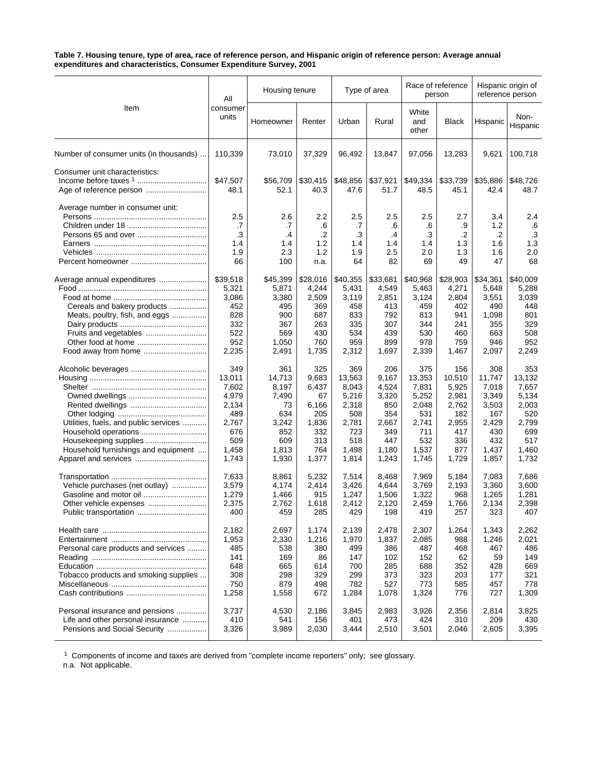**Table 7. Housing tenure, type of area, race of reference person, and Hispanic origin of reference person: Average annual expenditures and characteristics, Consumer Expenditure Survey, 2001**

| Item | All consumer units | Housing tenure | | Type of area | | Race of reference person | | Hispanic origin of reference person | |
|---|---|---|---|---|---|---|---|---|---|
| | | Homeowner | Renter | Urban | Rural | White and other | Black | Hispanic | Non-Hispanic |
| Number of consumer units (in thousands) | 110,339 | 73,010 | 37,329 | 96,492 | 13,847 | 97,056 | 13,283 | 9,621 | 100,718 |
| Consumer unit characteristics: | | | | | | | | | |
| Income before taxes [1] | $47,507 | $56,709 | $30,415 | $48,856 | $37,921 | $49,334 | $33,739 | $35,886 | $48,726 |
| Age of reference person | 48.1 | 52.1 | 40.3 | 47.6 | 51.7 | 48.5 | 45.1 | 42.4 | 48.7 |
| Average number in consumer unit: | | | | | | | | | |
| Persons | 2.5 | 2.6 | 2.2 | 2.5 | 2.5 | 2.5 | 2.7 | 3.4 | 2.4 |
| Children under 18 | .7 | .7 | .6 | .7 | .6 | .6 | .9 | 1.2 | .6 |
| Persons 65 and over | .3 | .4 | .2 | .3 | .4 | .3 | .2 | .2 | .3 |
| Earners | 1.4 | 1.4 | 1.2 | 1.4 | 1.4 | 1.4 | 1.3 | 1.6 | 1.3 |
| Vehicles | 1.9 | 2.3 | 1.2 | 1.9 | 2.5 | 2.0 | 1.3 | 1.6 | 2.0 |
| Percent homeowner | 66 | 100 | n.a. | 64 | 82 | 69 | 49 | 47 | 68 |
| Average annual expenditures | $39,518 | $45,399 | $28,016 | $40,355 | $33,681 | $40,968 | $28,903 | $34,361 | $40,009 |
| Food | 5,321 | 5,871 | 4,244 | 5,431 | 4,549 | 5,463 | 4,271 | 5,648 | 5,288 |
| Food at home | 3,086 | 3,380 | 2,509 | 3,119 | 2,851 | 3,124 | 2,804 | 3,551 | 3,039 |
| Cereals and bakery products | 452 | 495 | 369 | 458 | 413 | 459 | 402 | 490 | 448 |
| Meats, poultry, fish, and eggs | 828 | 900 | 687 | 833 | 792 | 813 | 941 | 1,098 | 801 |
| Dairy products | 332 | 367 | 263 | 335 | 307 | 344 | 241 | 355 | 329 |
| Fruits and vegetables | 522 | 569 | 430 | 534 | 439 | 530 | 460 | 663 | 508 |
| Other food at home | 952 | 1,050 | 760 | 959 | 899 | 978 | 759 | 946 | 952 |
| Food away from home | 2,235 | 2,491 | 1,735 | 2,312 | 1,697 | 2,339 | 1,467 | 2,097 | 2,249 |
| Alcoholic beverages | 349 | 361 | 325 | 369 | 206 | 375 | 156 | 308 | 353 |
| Housing | 13,011 | 14,713 | 9,683 | 13,563 | 9,167 | 13,353 | 10,510 | 11,747 | 13,132 |
| Shelter | 7,602 | 8,197 | 6,437 | 8,043 | 4,524 | 7,831 | 5,925 | 7,018 | 7,657 |
| Owned dwellings | 4,979 | 7,490 | 67 | 5,216 | 3,320 | 5,252 | 2,981 | 3,349 | 5,134 |
| Rented dwellings | 2,134 | 73 | 6,166 | 2,318 | 850 | 2,048 | 2,762 | 3,503 | 2,003 |
| Other lodging | 489 | 634 | 205 | 508 | 354 | 531 | 182 | 167 | 520 |
| Utilities, fuels, and public services | 2,767 | 3,242 | 1,836 | 2,781 | 2,667 | 2,741 | 2,955 | 2,429 | 2,799 |
| Household operations | 676 | 852 | 332 | 723 | 349 | 711 | 417 | 430 | 699 |
| Housekeeping supplies | 509 | 609 | 313 | 518 | 447 | 532 | 336 | 432 | 517 |
| Household furnishings and equipment | 1,458 | 1,813 | 764 | 1,498 | 1,180 | 1,537 | 877 | 1,437 | 1,460 |
| Apparel and services | 1,743 | 1,930 | 1,377 | 1,814 | 1,243 | 1,745 | 1,729 | 1,857 | 1,732 |
| Transportation | 7,633 | 8,861 | 5,232 | 7,514 | 8,468 | 7,969 | 5,184 | 7,083 | 7,686 |
| Vehicle purchases (net outlay) | 3,579 | 4,174 | 2,414 | 3,426 | 4,644 | 3,769 | 2,193 | 3,360 | 3,600 |
| Gasoline and motor oil | 1,279 | 1,466 | 915 | 1,247 | 1,506 | 1,322 | 968 | 1,265 | 1,281 |
| Other vehicle expenses | 2,375 | 2,762 | 1,618 | 2,412 | 2,120 | 2,459 | 1,766 | 2,134 | 2,398 |
| Public transportation | 400 | 459 | 285 | 429 | 198 | 419 | 257 | 323 | 407 |
| Health care | 2,182 | 2,697 | 1,174 | 2,139 | 2,478 | 2,307 | 1,264 | 1,343 | 2,262 |
| Entertainment | 1,953 | 2,330 | 1,216 | 1,970 | 1,837 | 2,085 | 988 | 1,246 | 2,021 |
| Personal care products and services | 485 | 538 | 380 | 499 | 386 | 487 | 468 | 467 | 486 |
| Reading | 141 | 169 | 86 | 147 | 102 | 152 | 62 | 59 | 149 |
| Education | 648 | 665 | 614 | 700 | 285 | 688 | 352 | 428 | 669 |
| Tobacco products and smoking supplies | 308 | 298 | 329 | 299 | 373 | 323 | 203 | 177 | 321 |
| Miscellaneous | 750 | 879 | 498 | 782 | 527 | 773 | 585 | 457 | 778 |
| Cash contributions | 1,258 | 1,558 | 672 | 1,284 | 1,078 | 1,324 | 776 | 727 | 1,309 |
| Personal insurance and pensions | 3,737 | 4,530 | 2,186 | 3,845 | 2,983 | 3,926 | 2,356 | 2,814 | 3,825 |
| Life and other personal insurance | 410 | 541 | 156 | 401 | 473 | 424 | 310 | 209 | 430 |
| Pensions and Social Security | 3,326 | 3,989 | 2,030 | 3,444 | 2,510 | 3,501 | 2,046 | 2,605 | 3,395 |

[1] Components of income and taxes are derived from "complete income reporters" only; see glossary.

n.a. Not applicable.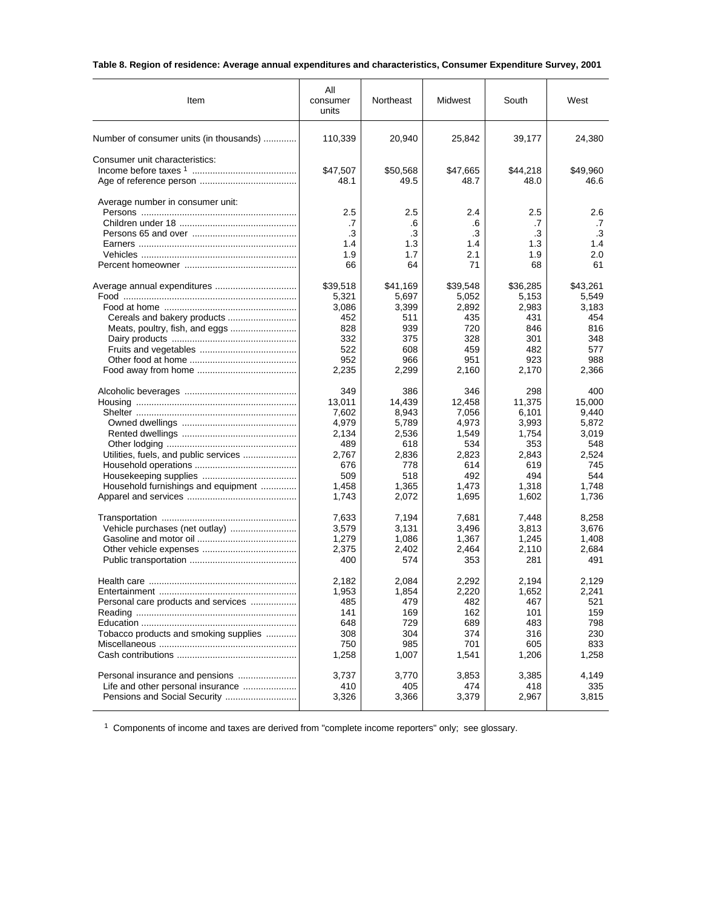**Table 8. Region of residence: Average annual expenditures and characteristics, Consumer Expenditure Survey, 2001**

| Item | All consumer units | Northeast | Midwest | South | West |
|---|---|---|---|---|---|
| Number of consumer units (in thousands) | 110,339 | 20,940 | 25,842 | 39,177 | 24,380 |
| Consumer unit characteristics: | | | | | |
| Income before taxes [1] | $47,507 | $50,568 | $47,665 | $44,218 | $49,960 |
| Age of reference person | 48.1 | 49.5 | 48.7 | 48.0 | 46.6 |
| Average number in consumer unit: | | | | | |
| Persons | 2.5 | 2.5 | 2.4 | 2.5 | 2.6 |
| Children under 18 | .7 | .6 | .6 | .7 | .7 |
| Persons 65 and over | .3 | .3 | .3 | .3 | .3 |
| Earners | 1.4 | 1.3 | 1.4 | 1.3 | 1.4 |
| Vehicles | 1.9 | 1.7 | 2.1 | 1.9 | 2.0 |
| Percent homeowner | 66 | 64 | 71 | 68 | 61 |
| Average annual expenditures | $39,518 | $41,169 | $39,548 | $36,285 | $43,261 |
| Food | 5,321 | 5,697 | 5,052 | 5,153 | 5,549 |
| Food at home | 3,086 | 3,399 | 2,892 | 2,983 | 3,183 |
| Cereals and bakery products | 452 | 511 | 435 | 431 | 454 |
| Meats, poultry, fish, and eggs | 828 | 939 | 720 | 846 | 816 |
| Dairy products | 332 | 375 | 328 | 301 | 348 |
| Fruits and vegetables | 522 | 608 | 459 | 482 | 577 |
| Other food at home | 952 | 966 | 951 | 923 | 988 |
| Food away from home | 2,235 | 2,299 | 2,160 | 2,170 | 2,366 |
| Alcoholic beverages | 349 | 386 | 346 | 298 | 400 |
| Housing | 13,011 | 14,439 | 12,458 | 11,375 | 15,000 |
| Shelter | 7,602 | 8,943 | 7,056 | 6,101 | 9,440 |
| Owned dwellings | 4,979 | 5,789 | 4,973 | 3,993 | 5,872 |
| Rented dwellings | 2,134 | 2,536 | 1,549 | 1,754 | 3,019 |
| Other lodging | 489 | 618 | 534 | 353 | 548 |
| Utilities, fuels, and public services | 2,767 | 2,836 | 2,823 | 2,843 | 2,524 |
| Household operations | 676 | 778 | 614 | 619 | 745 |
| Housekeeping supplies | 509 | 518 | 492 | 494 | 544 |
| Household furnishings and equipment | 1,458 | 1,365 | 1,473 | 1,318 | 1,748 |
| Apparel and services | 1,743 | 2,072 | 1,695 | 1,602 | 1,736 |
| Transportation | 7,633 | 7,194 | 7,681 | 7,448 | 8,258 |
| Vehicle purchases (net outlay) | 3,579 | 3,131 | 3,496 | 3,813 | 3,676 |
| Gasoline and motor oil | 1,279 | 1,086 | 1,367 | 1,245 | 1,408 |
| Other vehicle expenses | 2,375 | 2,402 | 2,464 | 2,110 | 2,684 |
| Public transportation | 400 | 574 | 353 | 281 | 491 |
| Health care | 2,182 | 2,084 | 2,292 | 2,194 | 2,129 |
| Entertainment | 1,953 | 1,854 | 2,220 | 1,652 | 2,241 |
| Personal care products and services | 485 | 479 | 482 | 467 | 521 |
| Reading | 141 | 169 | 162 | 101 | 159 |
| Education | 648 | 729 | 689 | 483 | 798 |
| Tobacco products and smoking supplies | 308 | 304 | 374 | 316 | 230 |
| Miscellaneous | 750 | 985 | 701 | 605 | 833 |
| Cash contributions | 1,258 | 1,007 | 1,541 | 1,206 | 1,258 |
| Personal insurance and pensions | 3,737 | 3,770 | 3,853 | 3,385 | 4,149 |
| Life and other personal insurance | 410 | 405 | 474 | 418 | 335 |
| Pensions and Social Security | 3,326 | 3,366 | 3,379 | 2,967 | 3,815 |

[1] Components of income and taxes are derived from "complete income reporters" only; see glossary.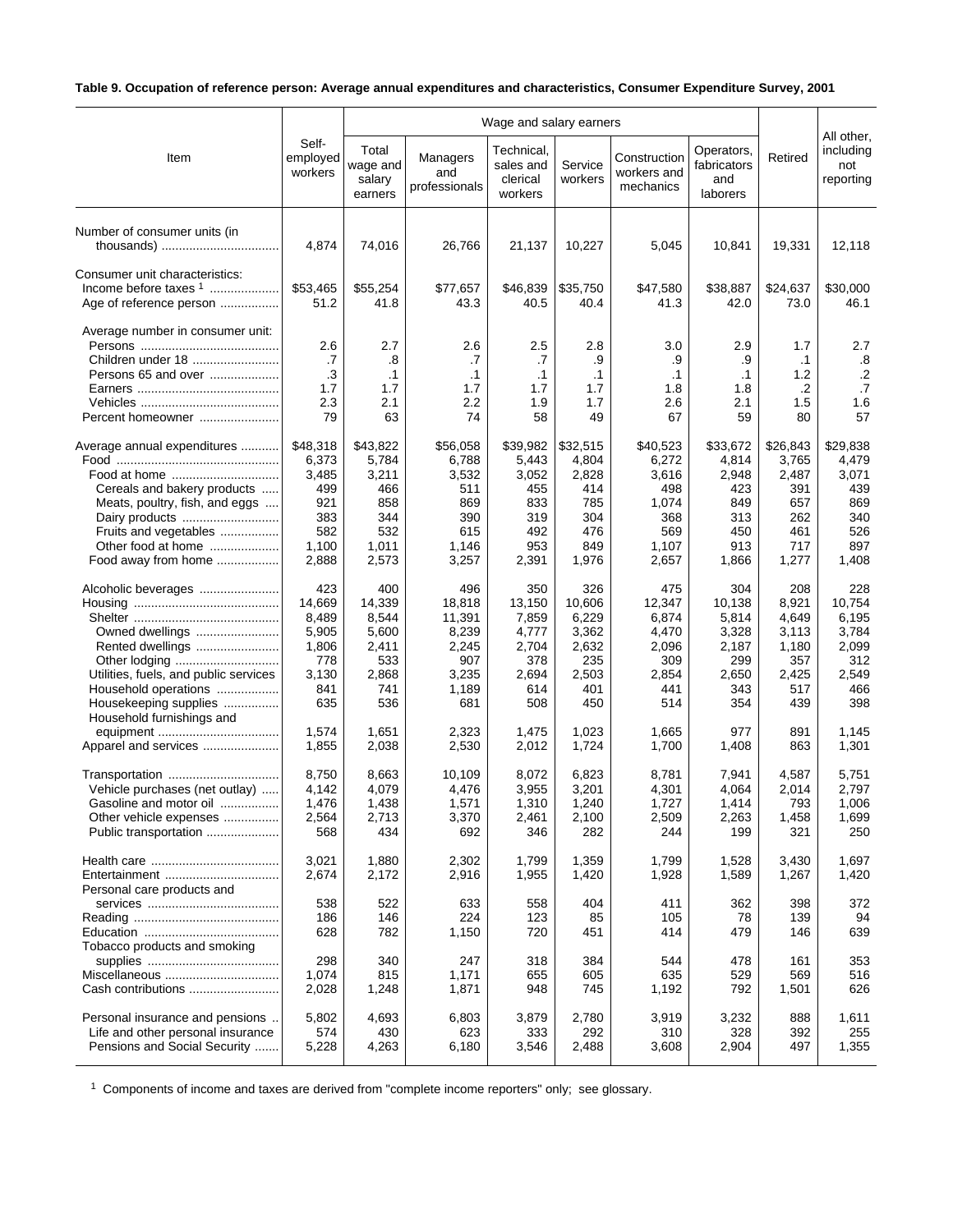**Table 9. Occupation of reference person: Average annual expenditures and characteristics, Consumer Expenditure Survey, 2001**

| Item | Self-employed workers | Wage and salary earners | | | | | | Retired | All other, including not reporting |
|---|---|---|---|---|---|---|---|---|---|
| | | Total wage and salary earners | Managers and professionals | Technical, sales and clerical workers | Service workers | Construction workers and mechanics | Operators, fabricators and laborers | | |
| Number of consumer units (in thousands) | 4,874 | 74,016 | 26,766 | 21,137 | 10,227 | 5,045 | 10,841 | 19,331 | 12,118 |
| Consumer unit characteristics: | | | | | | | | | |
| Income before taxes [1] | $53,465 | $55,254 | $77,657 | $46,839 | $35,750 | $47,580 | $38,887 | $24,637 | $30,000 |
| Age of reference person | 51.2 | 41.8 | 43.3 | 40.5 | 40.4 | 41.3 | 42.0 | 73.0 | 46.1 |
| Average number in consumer unit: | | | | | | | | | |
| Persons | 2.6 | 2.7 | 2.6 | 2.5 | 2.8 | 3.0 | 2.9 | 1.7 | 2.7 |
| Children under 18 | .7 | .8 | .7 | .7 | .9 | .9 | .9 | .1 | .8 |
| Persons 65 and over | .3 | .1 | .1 | .1 | .1 | .1 | .1 | 1.2 | .2 |
| Earners | 1.7 | 1.7 | 1.7 | 1.7 | 1.7 | 1.8 | 1.8 | .2 | .7 |
| Vehicles | 2.3 | 2.1 | 2.2 | 1.9 | 1.7 | 2.6 | 2.1 | 1.5 | 1.6 |
| Percent homeowner | 79 | 63 | 74 | 58 | 49 | 67 | 59 | 80 | 57 |
| Average annual expenditures | $48,318 | $43,822 | $56,058 | $39,982 | $32,515 | $40,523 | $33,672 | $26,843 | $29,838 |
| Food | 6,373 | 5,784 | 6,788 | 5,443 | 4,804 | 6,272 | 4,814 | 3,765 | 4,479 |
| Food at home | 3,485 | 3,211 | 3,532 | 3,052 | 2,828 | 3,616 | 2,948 | 2,487 | 3,071 |
| Cereals and bakery products | 499 | 466 | 511 | 455 | 414 | 498 | 423 | 391 | 439 |
| Meats, poultry, fish, and eggs | 921 | 858 | 869 | 833 | 785 | 1,074 | 849 | 657 | 869 |
| Dairy products | 383 | 344 | 390 | 319 | 304 | 368 | 313 | 262 | 340 |
| Fruits and vegetables | 582 | 532 | 615 | 492 | 476 | 569 | 450 | 461 | 526 |
| Other food at home | 1,100 | 1,011 | 1,146 | 953 | 849 | 1,107 | 913 | 717 | 897 |
| Food away from home | 2,888 | 2,573 | 3,257 | 2,391 | 1,976 | 2,657 | 1,866 | 1,277 | 1,408 |
| Alcoholic beverages | 423 | 400 | 496 | 350 | 326 | 475 | 304 | 208 | 228 |
| Housing | 14,669 | 14,339 | 18,818 | 13,150 | 10,606 | 12,347 | 10,138 | 8,921 | 10,754 |
| Shelter | 8,489 | 8,544 | 11,391 | 7,859 | 6,229 | 6,874 | 5,814 | 4,649 | 6,195 |
| Owned dwellings | 5,905 | 5,600 | 8,239 | 4,777 | 3,362 | 4,470 | 3,328 | 3,113 | 3,784 |
| Rented dwellings | 1,806 | 2,411 | 2,245 | 2,704 | 2,632 | 2,096 | 2,187 | 1,180 | 2,099 |
| Other lodging | 778 | 533 | 907 | 378 | 235 | 309 | 299 | 357 | 312 |
| Utilities, fuels, and public services | 3,130 | 2,868 | 3,235 | 2,694 | 2,503 | 2,854 | 2,650 | 2,425 | 2,549 |
| Household operations | 841 | 741 | 1,189 | 614 | 401 | 441 | 343 | 517 | 466 |
| Housekeeping supplies | 635 | 536 | 681 | 508 | 450 | 514 | 354 | 439 | 398 |
| Household furnishings and equipment | 1,574 | 1,651 | 2,323 | 1,475 | 1,023 | 1,665 | 977 | 891 | 1,145 |
| Apparel and services | 1,855 | 2,038 | 2,530 | 2,012 | 1,724 | 1,700 | 1,408 | 863 | 1,301 |
| Transportation | 8,750 | 8,663 | 10,109 | 8,072 | 6,823 | 8,781 | 7,941 | 4,587 | 5,751 |
| Vehicle purchases (net outlay) | 4,142 | 4,079 | 4,476 | 3,955 | 3,201 | 4,301 | 4,064 | 2,014 | 2,797 |
| Gasoline and motor oil | 1,476 | 1,438 | 1,571 | 1,310 | 1,240 | 1,727 | 1,414 | 793 | 1,006 |
| Other vehicle expenses | 2,564 | 2,713 | 3,370 | 2,461 | 2,100 | 2,509 | 2,263 | 1,458 | 1,699 |
| Public transportation | 568 | 434 | 692 | 346 | 282 | 244 | 199 | 321 | 250 |
| Health care | 3,021 | 1,880 | 2,302 | 1,799 | 1,359 | 1,799 | 1,528 | 3,430 | 1,697 |
| Entertainment | 2,674 | 2,172 | 2,916 | 1,955 | 1,420 | 1,928 | 1,589 | 1,267 | 1,420 |
| Personal care products and services | 538 | 522 | 633 | 558 | 404 | 411 | 362 | 398 | 372 |
| Reading | 186 | 146 | 224 | 123 | 85 | 105 | 78 | 139 | 94 |
| Education | 628 | 782 | 1,150 | 720 | 451 | 414 | 479 | 146 | 639 |
| Tobacco products and smoking supplies | 298 | 340 | 247 | 318 | 384 | 544 | 478 | 161 | 353 |
| Miscellaneous | 1,074 | 815 | 1,171 | 655 | 605 | 635 | 529 | 569 | 516 |
| Cash contributions | 2,028 | 1,248 | 1,871 | 948 | 745 | 1,192 | 792 | 1,501 | 626 |
| Personal insurance and pensions | 5,802 | 4,693 | 6,803 | 3,879 | 2,780 | 3,919 | 3,232 | 888 | 1,611 |
| Life and other personal insurance | 574 | 430 | 623 | 333 | 292 | 310 | 328 | 392 | 255 |
| Pensions and Social Security | 5,228 | 4,263 | 6,180 | 3,546 | 2,488 | 3,608 | 2,904 | 497 | 1,355 |

[1] Components of income and taxes are derived from "complete income reporters" only; see glossary.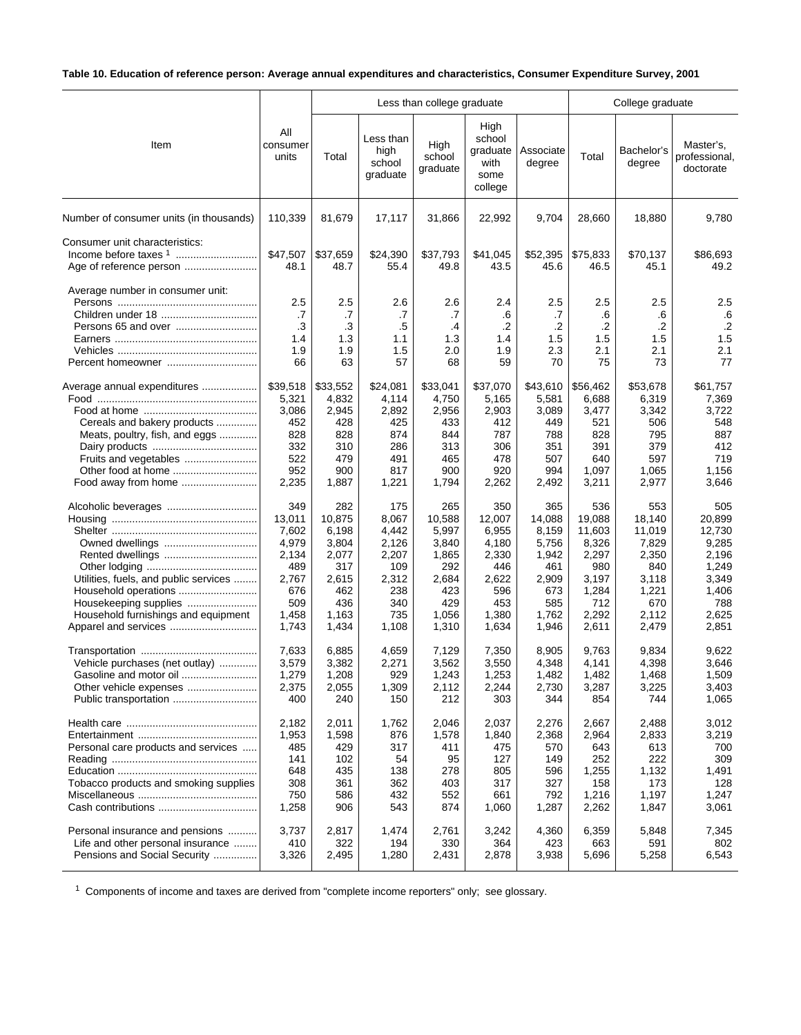**Table 10. Education of reference person: Average annual expenditures and characteristics, Consumer Expenditure Survey, 2001**

| Item | All consumer units | Less than college graduate | | | | | College graduate | | |
|---|---|---|---|---|---|---|---|---|---|
| | | Total | Less than high school graduate | High school graduate | High school graduate with some college | Associate degree | Total | Bachelor's degree | Master's, professional, doctorate |
| Number of consumer units (in thousands) | 110,339 | 81,679 | 17,117 | 31,866 | 22,992 | 9,704 | 28,660 | 18,880 | 9,780 |
| Consumer unit characteristics: | | | | | | | | | |
| Income before taxes [1] | $47,507 | $37,659 | $24,390 | $37,793 | $41,045 | $52,395 | $75,833 | $70,137 | $86,693 |
| Age of reference person | 48.1 | 48.7 | 55.4 | 49.8 | 43.5 | 45.6 | 46.5 | 45.1 | 49.2 |
| Average number in consumer unit: | | | | | | | | | |
| Persons | 2.5 | 2.5 | 2.6 | 2.6 | 2.4 | 2.5 | 2.5 | 2.5 | 2.5 |
| Children under 18 | .7 | .7 | .7 | .7 | .6 | .7 | .6 | .6 | .6 |
| Persons 65 and over | .3 | .3 | .5 | .4 | .2 | .2 | .2 | .2 | .2 |
| Earners | 1.4 | 1.3 | 1.1 | 1.3 | 1.4 | 1.5 | 1.5 | 1.5 | 1.5 |
| Vehicles | 1.9 | 1.9 | 1.5 | 2.0 | 1.9 | 2.3 | 2.1 | 2.1 | 2.1 |
| Percent homeowner | 66 | 63 | 57 | 68 | 59 | 70 | 75 | 73 | 77 |
| Average annual expenditures | $39,518 | $33,552 | $24,081 | $33,041 | $37,070 | $43,610 | $56,462 | $53,678 | $61,757 |
| Food | 5,321 | 4,832 | 4,114 | 4,750 | 5,165 | 5,581 | 6,688 | 6,319 | 7,369 |
| Food at home | 3,086 | 2,945 | 2,892 | 2,956 | 2,903 | 3,089 | 3,477 | 3,342 | 3,722 |
| Cereals and bakery products | 452 | 428 | 425 | 433 | 412 | 449 | 521 | 506 | 548 |
| Meats, poultry, fish, and eggs | 828 | 828 | 874 | 844 | 787 | 788 | 828 | 795 | 887 |
| Dairy products | 332 | 310 | 286 | 313 | 306 | 351 | 391 | 379 | 412 |
| Fruits and vegetables | 522 | 479 | 491 | 465 | 478 | 507 | 640 | 597 | 719 |
| Other food at home | 952 | 900 | 817 | 900 | 920 | 994 | 1,097 | 1,065 | 1,156 |
| Food away from home | 2,235 | 1,887 | 1,221 | 1,794 | 2,262 | 2,492 | 3,211 | 2,977 | 3,646 |
| Alcoholic beverages | 349 | 282 | 175 | 265 | 350 | 365 | 536 | 553 | 505 |
| Housing | 13,011 | 10,875 | 8,067 | 10,588 | 12,007 | 14,088 | 19,088 | 18,140 | 20,899 |
| Shelter | 7,602 | 6,198 | 4,442 | 5,997 | 6,955 | 8,159 | 11,603 | 11,019 | 12,730 |
| Owned dwellings | 4,979 | 3,804 | 2,126 | 3,840 | 4,180 | 5,756 | 8,326 | 7,829 | 9,285 |
| Rented dwellings | 2,134 | 2,077 | 2,207 | 1,865 | 2,330 | 1,942 | 2,297 | 2,350 | 2,196 |
| Other lodging | 489 | 317 | 109 | 292 | 446 | 461 | 980 | 840 | 1,249 |
| Utilities, fuels, and public services | 2,767 | 2,615 | 2,312 | 2,684 | 2,622 | 2,909 | 3,197 | 3,118 | 3,349 |
| Household operations | 676 | 462 | 238 | 423 | 596 | 673 | 1,284 | 1,221 | 1,406 |
| Housekeeping supplies | 509 | 436 | 340 | 429 | 453 | 585 | 712 | 670 | 788 |
| Household furnishings and equipment | 1,458 | 1,163 | 735 | 1,056 | 1,380 | 1,762 | 2,292 | 2,112 | 2,625 |
| Apparel and services | 1,743 | 1,434 | 1,108 | 1,310 | 1,634 | 1,946 | 2,611 | 2,479 | 2,851 |
| Transportation | 7,633 | 6,885 | 4,659 | 7,129 | 7,350 | 8,905 | 9,763 | 9,834 | 9,622 |
| Vehicle purchases (net outlay) | 3,579 | 3,382 | 2,271 | 3,562 | 3,550 | 4,348 | 4,141 | 4,398 | 3,646 |
| Gasoline and motor oil | 1,279 | 1,208 | 929 | 1,243 | 1,253 | 1,482 | 1,482 | 1,468 | 1,509 |
| Other vehicle expenses | 2,375 | 2,055 | 1,309 | 2,112 | 2,244 | 2,730 | 3,287 | 3,225 | 3,403 |
| Public transportation | 400 | 240 | 150 | 212 | 303 | 344 | 854 | 744 | 1,065 |
| Health care | 2,182 | 2,011 | 1,762 | 2,046 | 2,037 | 2,276 | 2,667 | 2,488 | 3,012 |
| Entertainment | 1,953 | 1,598 | 876 | 1,578 | 1,840 | 2,368 | 2,964 | 2,833 | 3,219 |
| Personal care products and services | 485 | 429 | 317 | 411 | 475 | 570 | 643 | 613 | 700 |
| Reading | 141 | 102 | 54 | 95 | 127 | 149 | 252 | 222 | 309 |
| Education | 648 | 435 | 138 | 278 | 805 | 596 | 1,255 | 1,132 | 1,491 |
| Tobacco products and smoking supplies | 308 | 361 | 362 | 403 | 317 | 327 | 158 | 173 | 128 |
| Miscellaneous | 750 | 586 | 432 | 552 | 661 | 792 | 1,216 | 1,197 | 1,247 |
| Cash contributions | 1,258 | 906 | 543 | 874 | 1,060 | 1,287 | 2,262 | 1,847 | 3,061 |
| Personal insurance and pensions | 3,737 | 2,817 | 1,474 | 2,761 | 3,242 | 4,360 | 6,359 | 5,848 | 7,345 |
| Life and other personal insurance | 410 | 322 | 194 | 330 | 364 | 423 | 663 | 591 | 802 |
| Pensions and Social Security | 3,326 | 2,495 | 1,280 | 2,431 | 2,878 | 3,938 | 5,696 | 5,258 | 6,543 |

[1] Components of income and taxes are derived from "complete income reporters" only; see glossary.